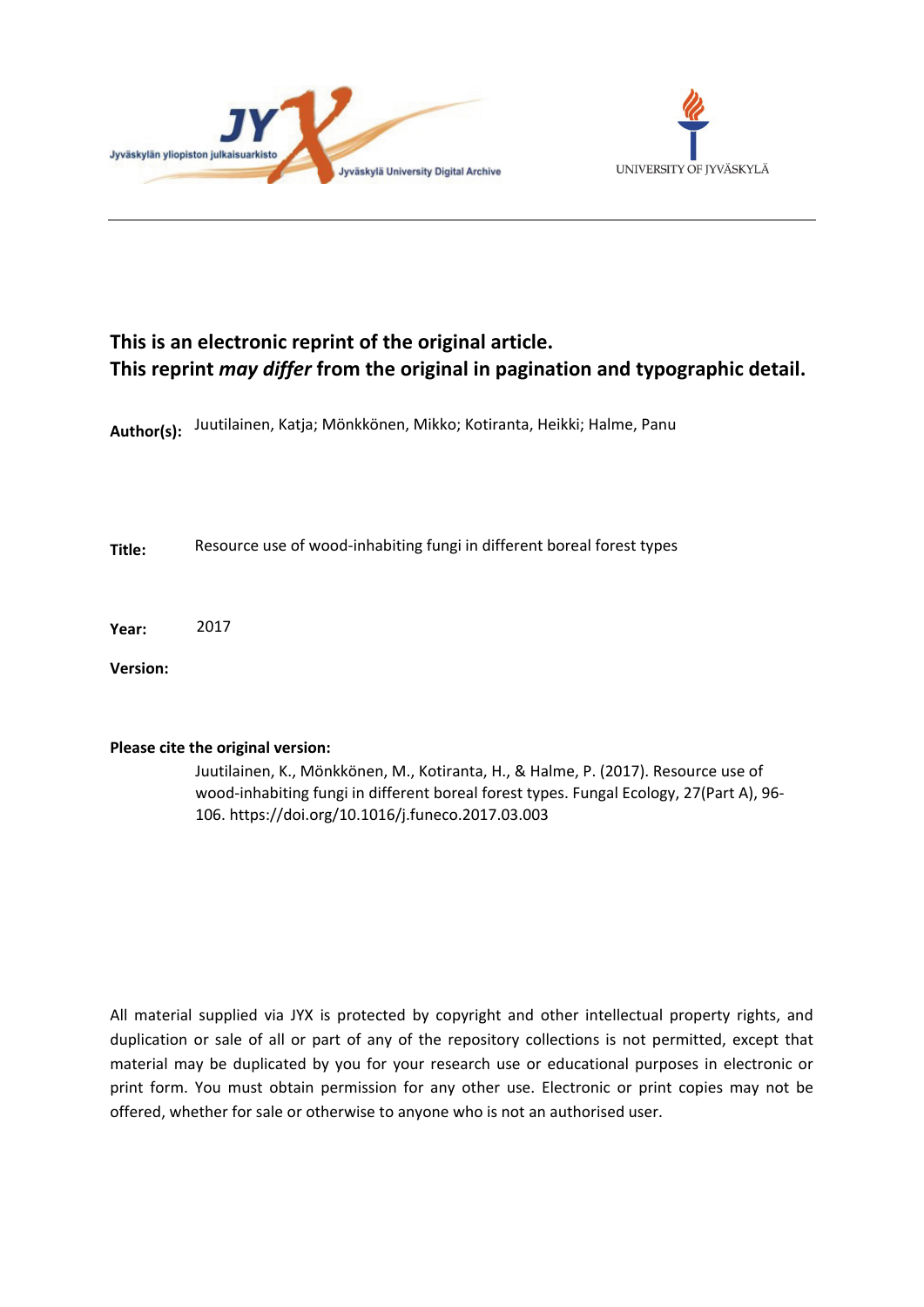**This is an electronic reprint of the original article.**
**This reprint *may differ* from the original in pagination and typographic detail.**

**Author(s):** Juutilainen, Katja; Mönkkönen, Mikko; Kotiranta, Heikki; Halme, Panu

**Title:** Resource use of wood-inhabiting fungi in different boreal forest types

**Year:** 2017

**Version:**

**Please cite the original version:**

Juutilainen, K., Mönkkönen, M., Kotiranta, H., & Halme, P. (2017). Resource use of wood-inhabiting fungi in different boreal forest types. Fungal Ecology, 27(Part A), 96-106. https://doi.org/10.1016/j.funeco.2017.03.003

All material supplied via JYX is protected by copyright and other intellectual property rights, and duplication or sale of all or part of any of the repository collections is not permitted, except that material may be duplicated by you for your research use or educational purposes in electronic or print form. You must obtain permission for any other use. Electronic or print copies may not be offered, whether for sale or otherwise to anyone who is not an authorised user.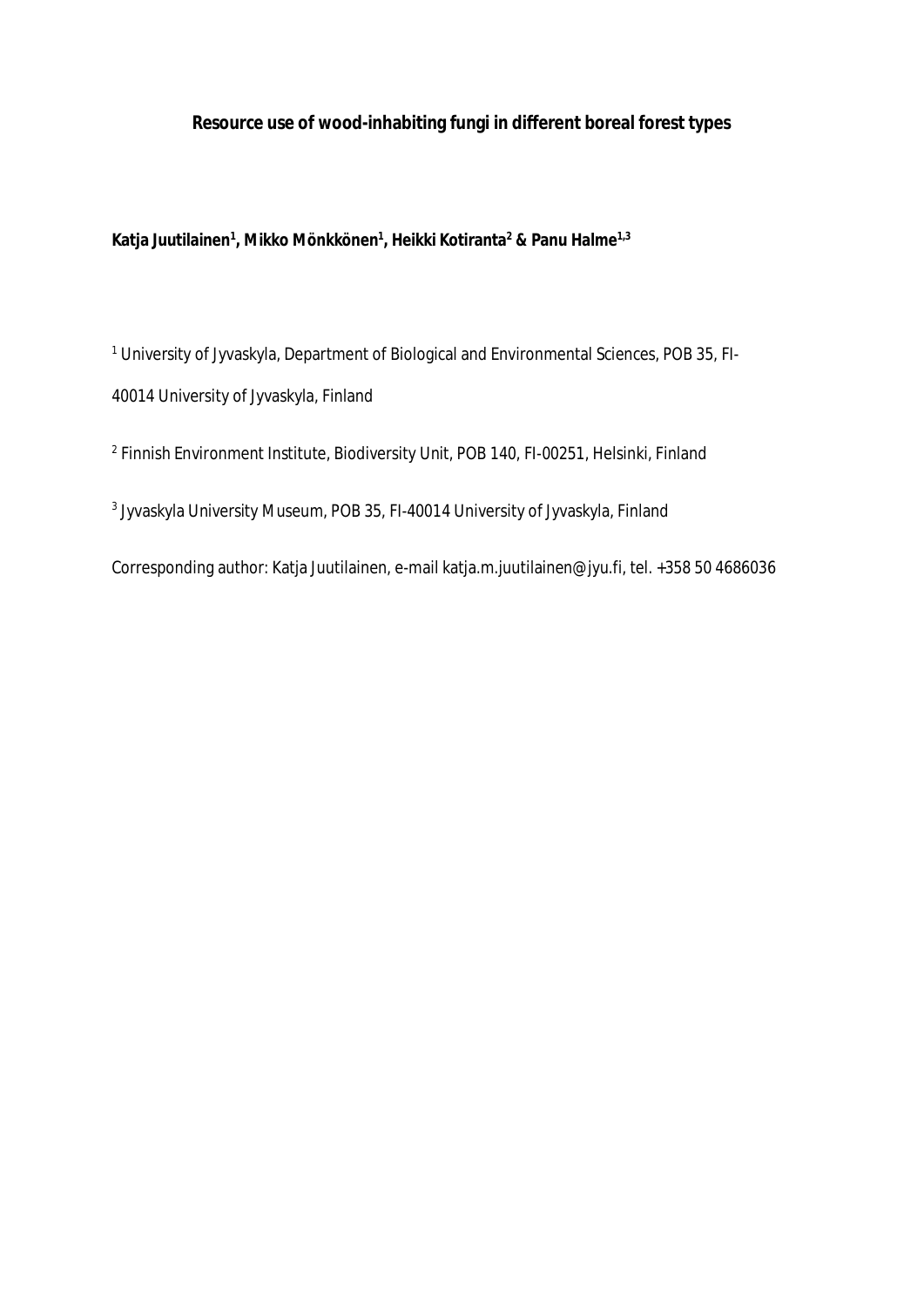**Resource use of wood-inhabiting fungi in different boreal forest types**

**Katja Juutilainen[1], Mikko Mönkkönen[1], Heikki Kotiranta[2] & Panu Halme[1,3]**

[1] University of Jyvaskyla, Department of Biological and Environmental Sciences, POB 35, FI-40014 University of Jyvaskyla, Finland

[2] Finnish Environment Institute, Biodiversity Unit, POB 140, FI-00251, Helsinki, Finland

[3] Jyvaskyla University Museum, POB 35, FI-40014 University of Jyvaskyla, Finland

Corresponding author: Katja Juutilainen, e-mail katja.m.juutilainen@jyu.fi, tel. +358 50 4686036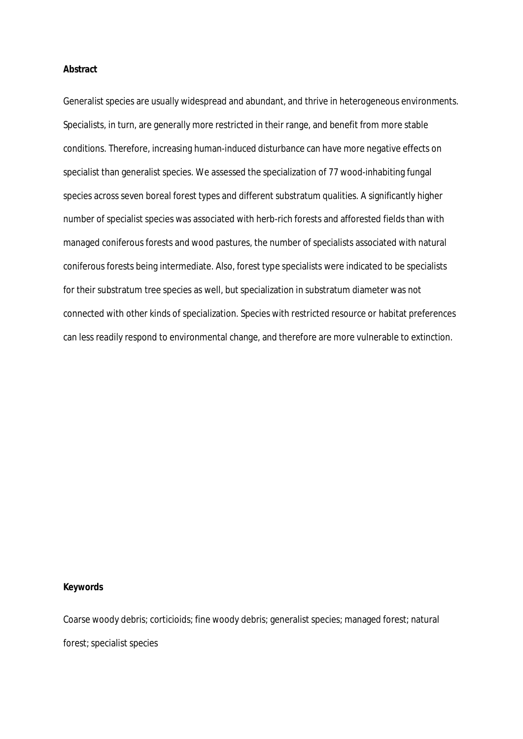**Abstract**

Generalist species are usually widespread and abundant, and thrive in heterogeneous environments. Specialists, in turn, are generally more restricted in their range, and benefit from more stable conditions. Therefore, increasing human-induced disturbance can have more negative effects on specialist than generalist species. We assessed the specialization of 77 wood-inhabiting fungal species across seven boreal forest types and different substratum qualities. A significantly higher number of specialist species was associated with herb-rich forests and afforested fields than with managed coniferous forests and wood pastures, the number of specialists associated with natural coniferous forests being intermediate. Also, forest type specialists were indicated to be specialists for their substratum tree species as well, but specialization in substratum diameter was not connected with other kinds of specialization. Species with restricted resource or habitat preferences can less readily respond to environmental change, and therefore are more vulnerable to extinction.

**Keywords**

Coarse woody debris; corticioids; fine woody debris; generalist species; managed forest; natural forest; specialist species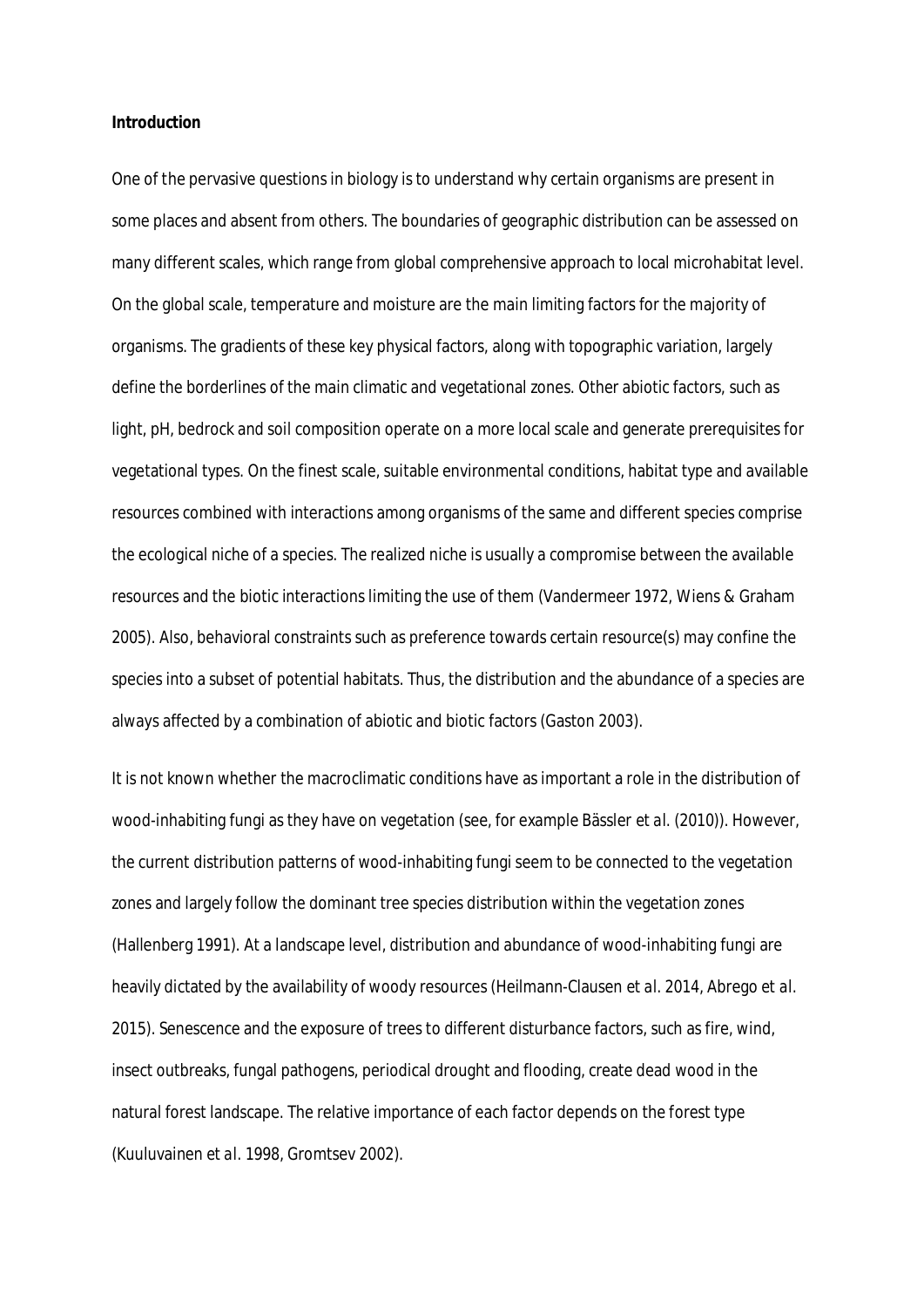**Introduction**

One of the pervasive questions in biology is to understand why certain organisms are present in some places and absent from others. The boundaries of geographic distribution can be assessed on many different scales, which range from global comprehensive approach to local microhabitat level. On the global scale, temperature and moisture are the main limiting factors for the majority of organisms. The gradients of these key physical factors, along with topographic variation, largely define the borderlines of the main climatic and vegetational zones. Other abiotic factors, such as light, pH, bedrock and soil composition operate on a more local scale and generate prerequisites for vegetational types. On the finest scale, suitable environmental conditions, habitat type and available resources combined with interactions among organisms of the same and different species comprise the ecological niche of a species. The realized niche is usually a compromise between the available resources and the biotic interactions limiting the use of them (Vandermeer 1972, Wiens & Graham 2005). Also, behavioral constraints such as preference towards certain resource(s) may confine the species into a subset of potential habitats. Thus, the distribution and the abundance of a species are always affected by a combination of abiotic and biotic factors (Gaston 2003).

It is not known whether the macroclimatic conditions have as important a role in the distribution of wood-inhabiting fungi as they have on vegetation (see, for example Bässler *et al.* (2010)). However, the current distribution patterns of wood-inhabiting fungi seem to be connected to the vegetation zones and largely follow the dominant tree species distribution within the vegetation zones (Hallenberg 1991). At a landscape level, distribution and abundance of wood-inhabiting fungi are heavily dictated by the availability of woody resources (Heilmann-Clausen *et al.* 2014, Abrego *et al.* 2015). Senescence and the exposure of trees to different disturbance factors, such as fire, wind, insect outbreaks, fungal pathogens, periodical drought and flooding, create dead wood in the natural forest landscape. The relative importance of each factor depends on the forest type (Kuuluvainen *et al.* 1998, Gromtsev 2002).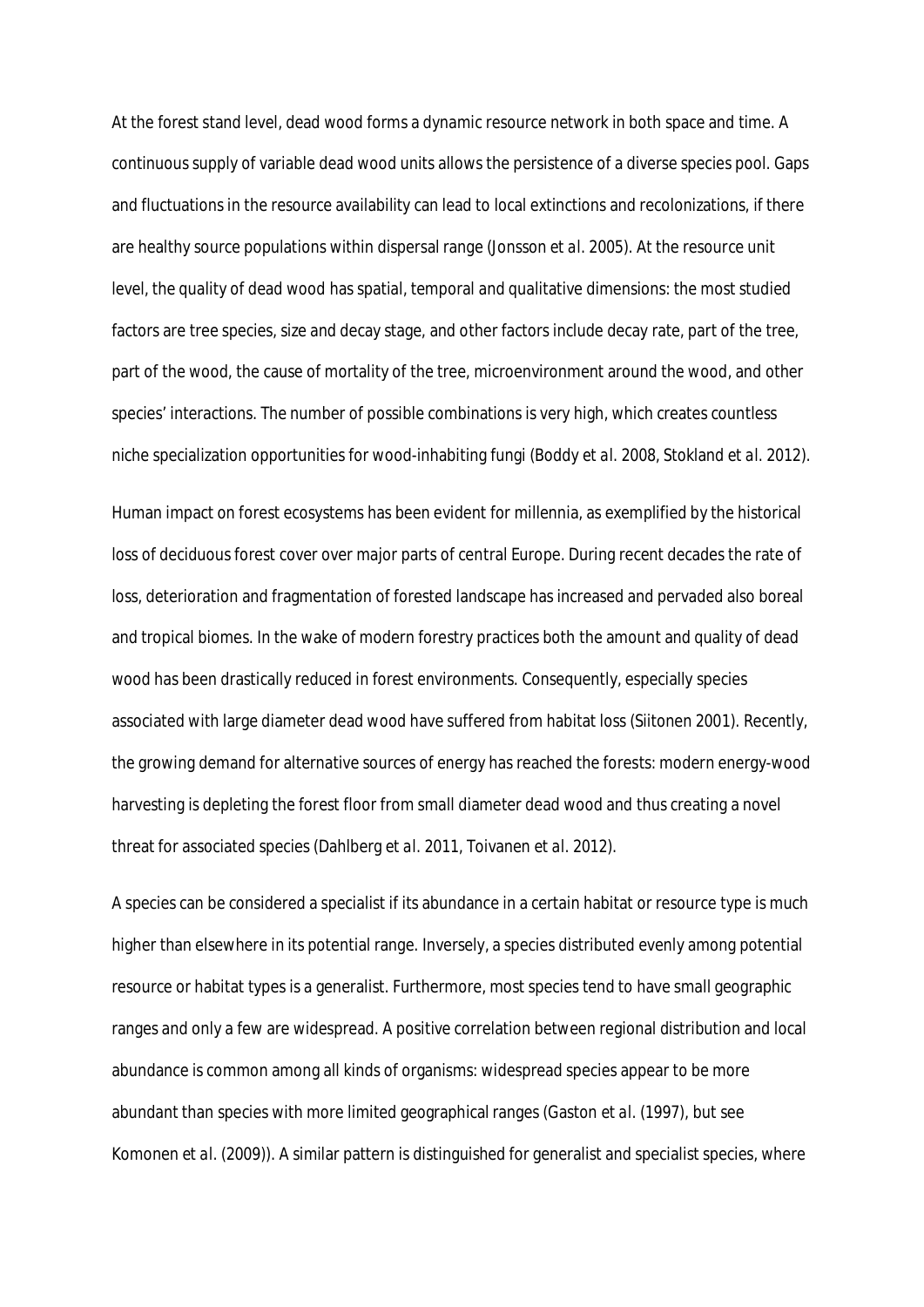At the forest stand level, dead wood forms a dynamic resource network in both space and time. A continuous supply of variable dead wood units allows the persistence of a diverse species pool. Gaps and fluctuations in the resource availability can lead to local extinctions and recolonizations, if there are healthy source populations within dispersal range (Jonsson *et al.* 2005). At the resource unit level, the quality of dead wood has spatial, temporal and qualitative dimensions: the most studied factors are tree species, size and decay stage, and other factors include decay rate, part of the tree, part of the wood, the cause of mortality of the tree, microenvironment around the wood, and other species' interactions. The number of possible combinations is very high, which creates countless niche specialization opportunities for wood-inhabiting fungi (Boddy *et al.* 2008, Stokland *et al.* 2012).

Human impact on forest ecosystems has been evident for millennia, as exemplified by the historical loss of deciduous forest cover over major parts of central Europe. During recent decades the rate of loss, deterioration and fragmentation of forested landscape has increased and pervaded also boreal and tropical biomes. In the wake of modern forestry practices both the amount and quality of dead wood has been drastically reduced in forest environments. Consequently, especially species associated with large diameter dead wood have suffered from habitat loss (Siitonen 2001). Recently, the growing demand for alternative sources of energy has reached the forests: modern energy-wood harvesting is depleting the forest floor from small diameter dead wood and thus creating a novel threat for associated species (Dahlberg *et al.* 2011, Toivanen *et al.* 2012).

A species can be considered a specialist if its abundance in a certain habitat or resource type is much higher than elsewhere in its potential range. Inversely, a species distributed evenly among potential resource or habitat types is a generalist. Furthermore, most species tend to have small geographic ranges and only a few are widespread. A positive correlation between regional distribution and local abundance is common among all kinds of organisms: widespread species appear to be more abundant than species with more limited geographical ranges (Gaston *et al.* (1997), but see Komonen *et al.* (2009)). A similar pattern is distinguished for generalist and specialist species, where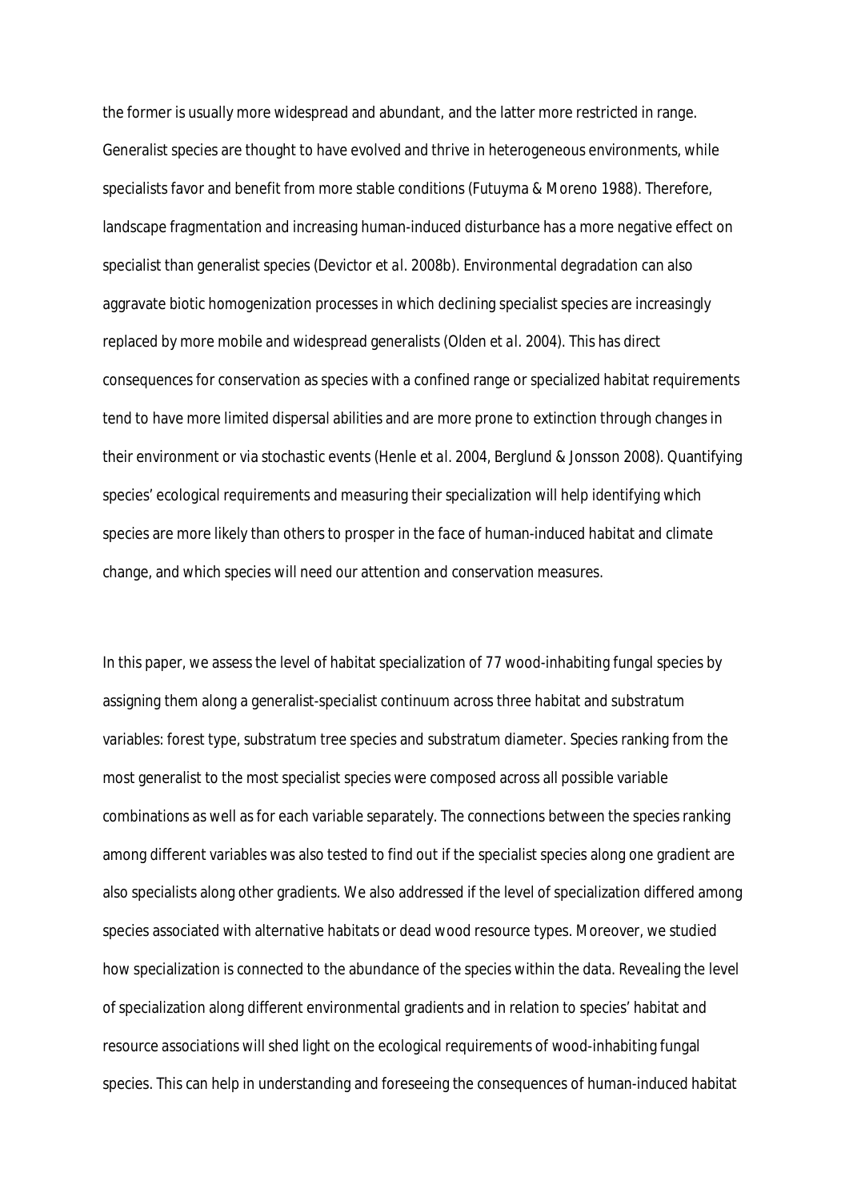the former is usually more widespread and abundant, and the latter more restricted in range. Generalist species are thought to have evolved and thrive in heterogeneous environments, while specialists favor and benefit from more stable conditions (Futuyma & Moreno 1988). Therefore, landscape fragmentation and increasing human-induced disturbance has a more negative effect on specialist than generalist species (Devictor *et al.* 2008b). Environmental degradation can also aggravate biotic homogenization processes in which declining specialist species are increasingly replaced by more mobile and widespread generalists (Olden *et al.* 2004). This has direct consequences for conservation as species with a confined range or specialized habitat requirements tend to have more limited dispersal abilities and are more prone to extinction through changes in their environment or via stochastic events (Henle *et al.* 2004, Berglund & Jonsson 2008). Quantifying species' ecological requirements and measuring their specialization will help identifying which species are more likely than others to prosper in the face of human-induced habitat and climate change, and which species will need our attention and conservation measures.

In this paper, we assess the level of habitat specialization of 77 wood-inhabiting fungal species by assigning them along a generalist-specialist continuum across three habitat and substratum variables: forest type, substratum tree species and substratum diameter. Species ranking from the most generalist to the most specialist species were composed across all possible variable combinations as well as for each variable separately. The connections between the species ranking among different variables was also tested to find out if the specialist species along one gradient are also specialists along other gradients. We also addressed if the level of specialization differed among species associated with alternative habitats or dead wood resource types. Moreover, we studied how specialization is connected to the abundance of the species within the data. Revealing the level of specialization along different environmental gradients and in relation to species' habitat and resource associations will shed light on the ecological requirements of wood-inhabiting fungal species. This can help in understanding and foreseeing the consequences of human-induced habitat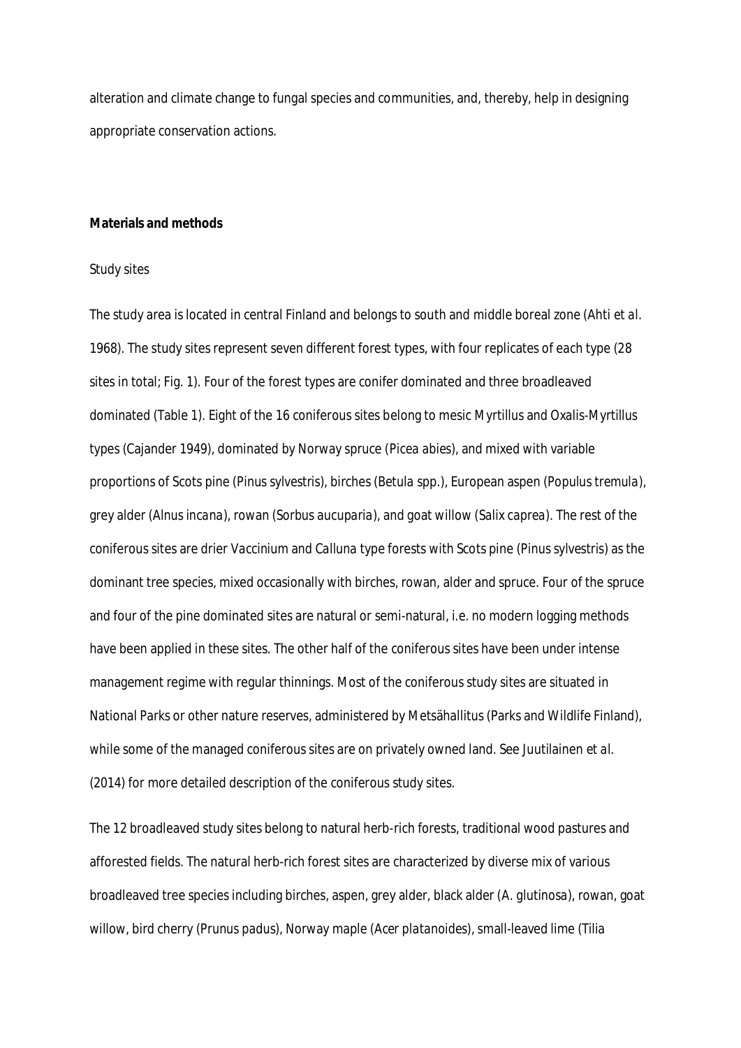alteration and climate change to fungal species and communities, and, thereby, help in designing appropriate conservation actions.

**Materials and methods**

Study sites

The study area is located in central Finland and belongs to south and middle boreal zone (Ahti *et al.* 1968). The study sites represent seven different forest types, with four replicates of each type (28 sites in total; Fig. 1). Four of the forest types are conifer dominated and three broadleaved dominated (Table 1). Eight of the 16 coniferous sites belong to mesic *Myrtillus* and *Oxalis-Myrtillus* types (Cajander 1949), dominated by Norway spruce (*Picea abies*), and mixed with variable proportions of Scots pine (*Pinus sylvestris*), birches (*Betula* spp.), European aspen (*Populus tremula*), grey alder (*Alnus incana*), rowan (*Sorbus aucuparia*), and goat willow (*Salix caprea*). The rest of the coniferous sites are drier *Vaccinium* and *Calluna* type forests with Scots pine (*Pinus sylvestris*) as the dominant tree species, mixed occasionally with birches, rowan, alder and spruce. Four of the spruce and four of the pine dominated sites are natural or semi-natural, i.e. no modern logging methods have been applied in these sites. The other half of the coniferous sites have been under intense management regime with regular thinnings. Most of the coniferous study sites are situated in National Parks or other nature reserves, administered by Metsähallitus (Parks and Wildlife Finland), while some of the managed coniferous sites are on privately owned land. See Juutilainen *et al.* (2014) for more detailed description of the coniferous study sites.

The 12 broadleaved study sites belong to natural herb-rich forests, traditional wood pastures and afforested fields. The natural herb-rich forest sites are characterized by diverse mix of various broadleaved tree species including birches, aspen, grey alder, black alder (*A. glutinosa*), rowan, goat willow, bird cherry (*Prunus padus*), Norway maple (*Acer platanoides*), small-leaved lime (*Tilia*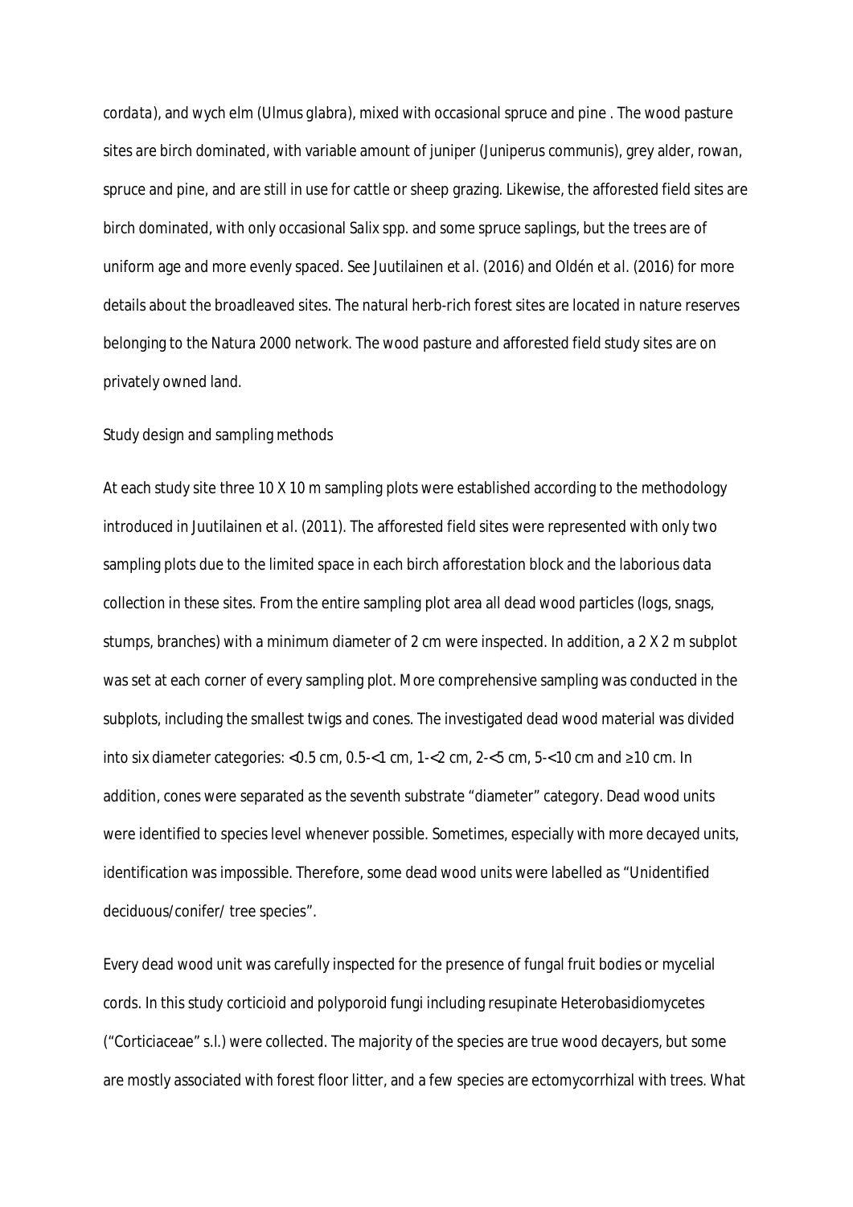*cordata*), and wych elm (*Ulmus glabra*), mixed with occasional spruce and pine . The wood pasture sites are birch dominated, with variable amount of juniper (*Juniperus communis*), grey alder, rowan, spruce and pine, and are still in use for cattle or sheep grazing. Likewise, the afforested field sites are birch dominated, with only occasional *Salix* spp. and some spruce saplings, but the trees are of uniform age and more evenly spaced. See Juutilainen *et al.* (2016) and Oldén *et al.* (2016) for more details about the broadleaved sites. The natural herb-rich forest sites are located in nature reserves belonging to the Natura 2000 network. The wood pasture and afforested field study sites are on privately owned land.

## Study design and sampling methods

At each study site three 10 X 10 m sampling plots were established according to the methodology introduced in Juutilainen *et al.* (2011). The afforested field sites were represented with only two sampling plots due to the limited space in each birch afforestation block and the laborious data collection in these sites. From the entire sampling plot area all dead wood particles (logs, snags, stumps, branches) with a minimum diameter of 2 cm were inspected. In addition, a 2 X 2 m subplot was set at each corner of every sampling plot. More comprehensive sampling was conducted in the subplots, including the smallest twigs and cones. The investigated dead wood material was divided into six diameter categories: <0.5 cm, 0.5-<1 cm, 1-<2 cm, 2-<5 cm, 5-<10 cm and ≥10 cm. In addition, cones were separated as the seventh substrate "diameter" category. Dead wood units were identified to species level whenever possible. Sometimes, especially with more decayed units, identification was impossible. Therefore, some dead wood units were labelled as "Unidentified deciduous/conifer/ tree species".

Every dead wood unit was carefully inspected for the presence of fungal fruit bodies or mycelial cords. In this study corticioid and polyporoid fungi including resupinate Heterobasidiomycetes ("Corticiaceae" s.l.) were collected. The majority of the species are true wood decayers, but some are mostly associated with forest floor litter, and a few species are ectomycorrhizal with trees. What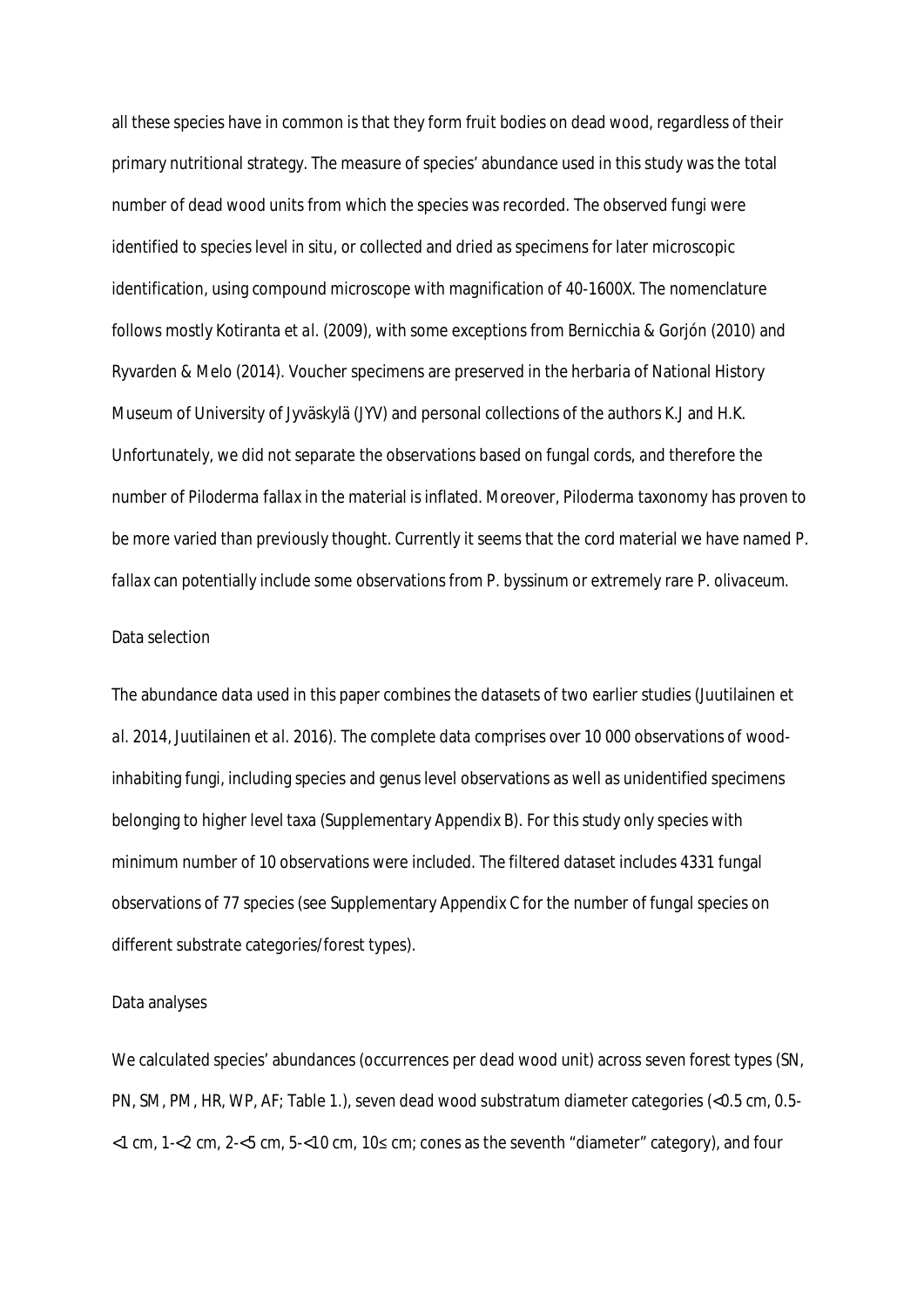all these species have in common is that they form fruit bodies on dead wood, regardless of their primary nutritional strategy. The measure of species' abundance used in this study was the total number of dead wood units from which the species was recorded. The observed fungi were identified to species level in situ, or collected and dried as specimens for later microscopic identification, using compound microscope with magnification of 40-1600X. The nomenclature follows mostly Kotiranta *et al.* (2009), with some exceptions from Bernicchia & Gorjón (2010) and Ryvarden & Melo (2014). Voucher specimens are preserved in the herbaria of National History Museum of University of Jyväskylä (JYV) and personal collections of the authors K.J and H.K. Unfortunately, we did not separate the observations based on fungal cords, and therefore the number of *Piloderma fallax* in the material is inflated. Moreover, *Piloderma* taxonomy has proven to be more varied than previously thought. Currently it seems that the cord material we have named *P. fallax* can potentially include some observations from *P. byssinum* or extremely rare *P. olivaceum*.

## Data selection

The abundance data used in this paper combines the datasets of two earlier studies (Juutilainen et *al.* 2014, Juutilainen et *al.* 2016). The complete data comprises over 10 000 observations of wood-inhabiting fungi, including species and genus level observations as well as unidentified specimens belonging to higher level taxa (Supplementary Appendix B). For this study only species with minimum number of 10 observations were included. The filtered dataset includes 4331 fungal observations of 77 species (see Supplementary Appendix C for the number of fungal species on different substrate categories/forest types).

## Data analyses

We calculated species' abundances (occurrences per dead wood unit) across seven forest types (SN, PN, SM, PM, HR, WP, AF; Table 1.), seven dead wood substratum diameter categories (<0.5 cm, 0.5-<1 cm, 1-<2 cm, 2-<5 cm, 5-<10 cm, 10≤ cm; cones as the seventh "diameter" category), and four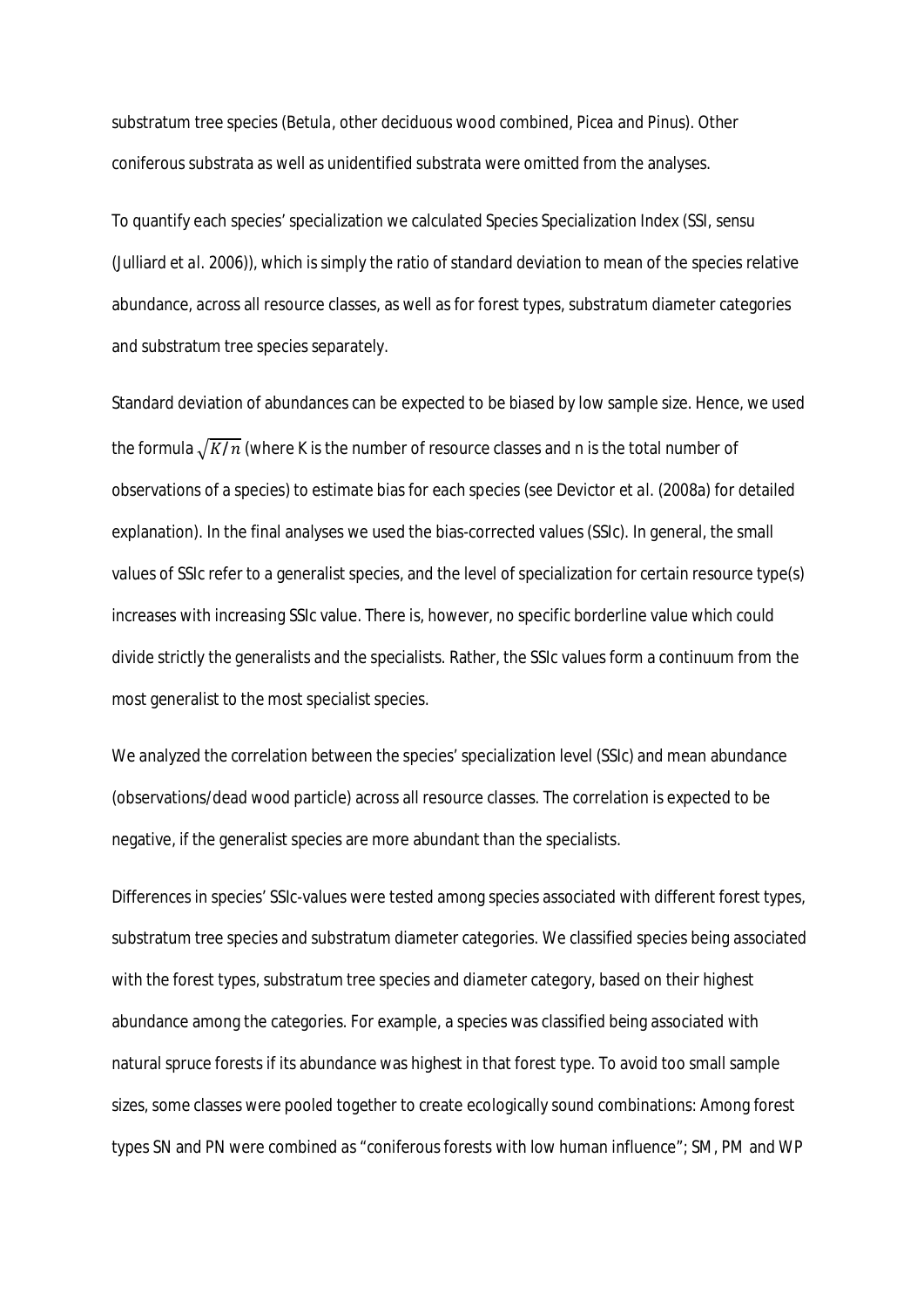substratum tree species (Betula, other deciduous wood combined, Picea and Pinus). Other coniferous substrata as well as unidentified substrata were omitted from the analyses.

To quantify each species' specialization we calculated Species Specialization Index (SSI, sensu (Julliard *et al.* 2006)), which is simply the ratio of standard deviation to mean of the species relative abundance, across all resource classes, as well as for forest types, substratum diameter categories and substratum tree species separately.

Standard deviation of abundances can be expected to be biased by low sample size. Hence, we used the formula $\sqrt{K/n}$ (where K is the number of resource classes and n is the total number of observations of a species) to estimate bias for each species (see Devictor *et al.* (2008a) for detailed explanation). In the final analyses we used the bias-corrected values (SSIc). In general, the small values of SSIc refer to a generalist species, and the level of specialization for certain resource type(s) increases with increasing SSIc value. There is, however, no specific borderline value which could divide strictly the generalists and the specialists. Rather, the SSIc values form a continuum from the most generalist to the most specialist species.

We analyzed the correlation between the species' specialization level (SSIc) and mean abundance (observations/dead wood particle) across all resource classes. The correlation is expected to be negative, if the generalist species are more abundant than the specialists.

Differences in species' SSIc-values were tested among species associated with different forest types, substratum tree species and substratum diameter categories. We classified species being associated with the forest types, substratum tree species and diameter category, based on their highest abundance among the categories. For example, a species was classified being associated with natural spruce forests if its abundance was highest in that forest type. To avoid too small sample sizes, some classes were pooled together to create ecologically sound combinations: Among forest types SN and PN were combined as "coniferous forests with low human influence"; SM, PM and WP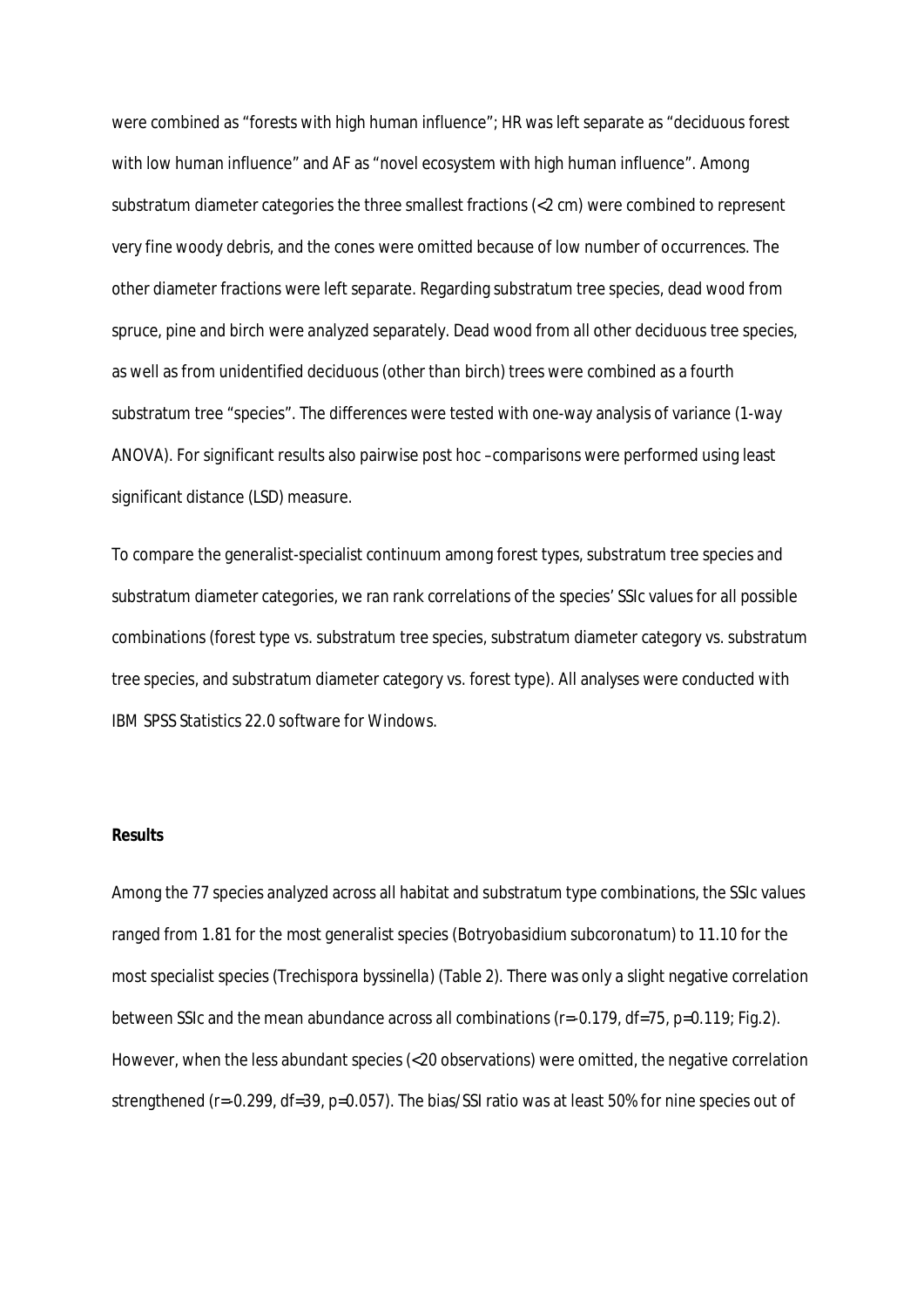were combined as "forests with high human influence"; HR was left separate as "deciduous forest with low human influence" and AF as "novel ecosystem with high human influence". Among substratum diameter categories the three smallest fractions (<2 cm) were combined to represent very fine woody debris, and the cones were omitted because of low number of occurrences. The other diameter fractions were left separate. Regarding substratum tree species, dead wood from spruce, pine and birch were analyzed separately. Dead wood from all other deciduous tree species, as well as from unidentified deciduous (other than birch) trees were combined as a fourth substratum tree "species". The differences were tested with one-way analysis of variance (1-way ANOVA). For significant results also pairwise post hoc –comparisons were performed using least significant distance (LSD) measure.

To compare the generalist-specialist continuum among forest types, substratum tree species and substratum diameter categories, we ran rank correlations of the species' SSIc values for all possible combinations (forest type vs. substratum tree species, substratum diameter category vs. substratum tree species, and substratum diameter category vs. forest type). All analyses were conducted with IBM SPSS Statistics 22.0 software for Windows.

**Results**

Among the 77 species analyzed across all habitat and substratum type combinations, the SSIc values ranged from 1.81 for the most generalist species (*Botryobasidium subcoronatum*) to 11.10 for the most specialist species (*Trechispora byssinella*) (Table 2). There was only a slight negative correlation between SSIc and the mean abundance across all combinations ($r=-0.179$, $df=75$, $p=0.119$; Fig.2). However, when the less abundant species (<20 observations) were omitted, the negative correlation strengthened ($r=-0.299$, $df=39$, $p=0.057$). The bias/SSI ratio was at least 50% for nine species out of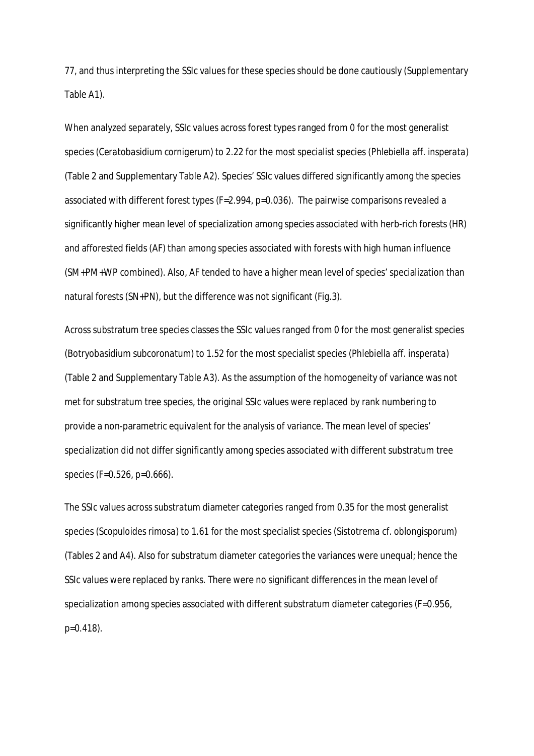77, and thus interpreting the SSIc values for these species should be done cautiously (Supplementary Table A1).

When analyzed separately, SSIc values across forest types ranged from 0 for the most generalist species (*Ceratobasidium cornigerum*) to 2.22 for the most specialist species (*Phlebiella* aff. *insperata*) (Table 2 and Supplementary Table A2). Species' SSIc values differed significantly among the species associated with different forest types ($F=2.994$, $p=0.036$). The pairwise comparisons revealed a significantly higher mean level of specialization among species associated with herb-rich forests (HR) and afforested fields (AF) than among species associated with forests with high human influence (SM+PM+WP combined). Also, AF tended to have a higher mean level of species' specialization than natural forests (SN+PN), but the difference was not significant (Fig.3).

Across substratum tree species classes the SSIc values ranged from 0 for the most generalist species (*Botryobasidium subcoronatum*) to 1.52 for the most specialist species (*Phlebiella* aff. *insperata*) (Table 2 and Supplementary Table A3). As the assumption of the homogeneity of variance was not met for substratum tree species, the original SSIc values were replaced by rank numbering to provide a non-parametric equivalent for the analysis of variance. The mean level of species' specialization did not differ significantly among species associated with different substratum tree species ($F=0.526$, $p=0.666$).

The SSIc values across substratum diameter categories ranged from 0.35 for the most generalist species (*Scopuloides rimosa*) to 1.61 for the most specialist species (*Sistotrema* cf. *oblongisporum*) (Tables 2 and A4). Also for substratum diameter categories the variances were unequal; hence the SSIc values were replaced by ranks. There were no significant differences in the mean level of specialization among species associated with different substratum diameter categories ($F=0.956$, $p=0.418$).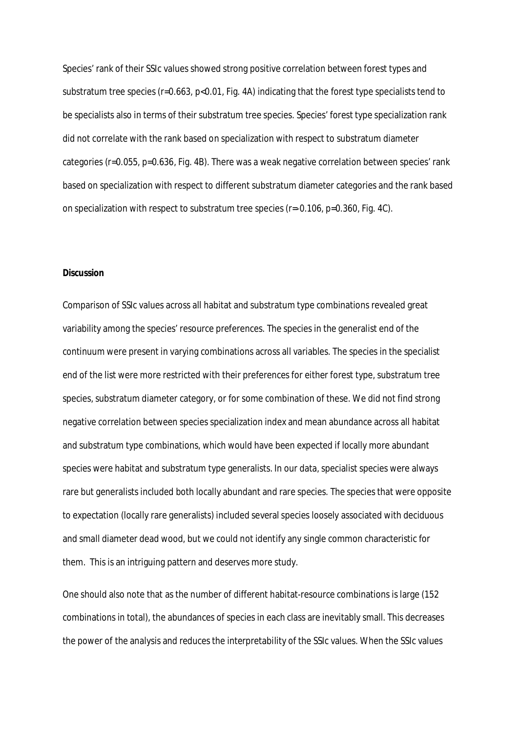Species' rank of their SSIc values showed strong positive correlation between forest types and substratum tree species ($r=0.663$, $p<0.01$, Fig. 4A) indicating that the forest type specialists tend to be specialists also in terms of their substratum tree species. Species' forest type specialization rank did not correlate with the rank based on specialization with respect to substratum diameter categories ($r=0.055$, $p=0.636$, Fig. 4B). There was a weak negative correlation between species' rank based on specialization with respect to different substratum diameter categories and the rank based on specialization with respect to substratum tree species ($r=-0.106$, $p=0.360$, Fig. 4C).

**Discussion**

Comparison of SSIc values across all habitat and substratum type combinations revealed great variability among the species' resource preferences. The species in the generalist end of the continuum were present in varying combinations across all variables. The species in the specialist end of the list were more restricted with their preferences for either forest type, substratum tree species, substratum diameter category, or for some combination of these. We did not find strong negative correlation between species specialization index and mean abundance across all habitat and substratum type combinations, which would have been expected if locally more abundant species were habitat and substratum type generalists. In our data, specialist species were always rare but generalists included both locally abundant and rare species. The species that were opposite to expectation (locally rare generalists) included several species loosely associated with deciduous and small diameter dead wood, but we could not identify any single common characteristic for them. This is an intriguing pattern and deserves more study.

One should also note that as the number of different habitat-resource combinations is large (152 combinations in total), the abundances of species in each class are inevitably small. This decreases the power of the analysis and reduces the interpretability of the SSIc values. When the SSIc values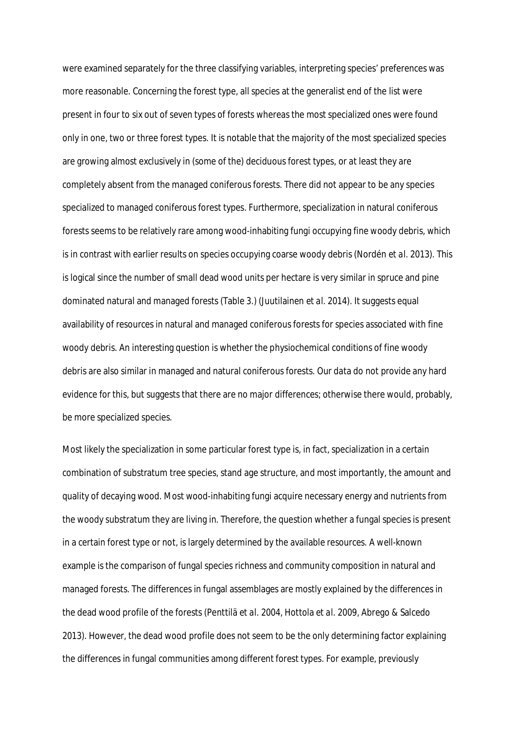were examined separately for the three classifying variables, interpreting species' preferences was more reasonable. Concerning the forest type, all species at the generalist end of the list were present in four to six out of seven types of forests whereas the most specialized ones were found only in one, two or three forest types. It is notable that the majority of the most specialized species are growing almost exclusively in (some of the) deciduous forest types, or at least they are completely absent from the managed coniferous forests. There did not appear to be any species specialized to managed coniferous forest types. Furthermore, specialization in natural coniferous forests seems to be relatively rare among wood-inhabiting fungi occupying fine woody debris, which is in contrast with earlier results on species occupying coarse woody debris (Nordén *et al.* 2013). This is logical since the number of small dead wood units per hectare is very similar in spruce and pine dominated natural and managed forests (Table 3.) (Juutilainen *et al.* 2014). It suggests equal availability of resources in natural and managed coniferous forests for species associated with fine woody debris. An interesting question is whether the physiochemical conditions of fine woody debris are also similar in managed and natural coniferous forests. Our data do not provide any hard evidence for this, but suggests that there are no major differences; otherwise there would, probably, be more specialized species.

Most likely the specialization in some particular forest type is, in fact, specialization in a certain combination of substratum tree species, stand age structure, and most importantly, the amount and quality of decaying wood. Most wood-inhabiting fungi acquire necessary energy and nutrients from the woody substratum they are living in. Therefore, the question whether a fungal species is present in a certain forest type or not, is largely determined by the available resources. A well-known example is the comparison of fungal species richness and community composition in natural and managed forests. The differences in fungal assemblages are mostly explained by the differences in the dead wood profile of the forests (Penttilä *et al.* 2004, Hottola *et al.* 2009, Abrego & Salcedo 2013). However, the dead wood profile does not seem to be the only determining factor explaining the differences in fungal communities among different forest types. For example, previously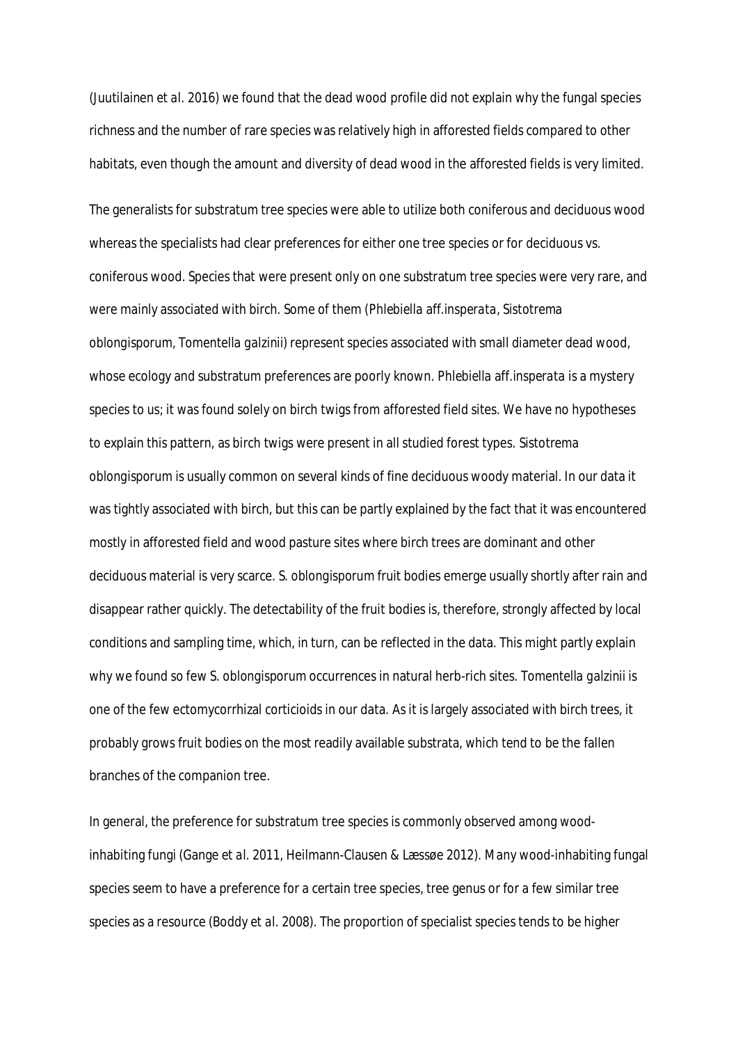(Juutilainen *et al.* 2016) we found that the dead wood profile did not explain why the fungal species richness and the number of rare species was relatively high in afforested fields compared to other habitats, even though the amount and diversity of dead wood in the afforested fields is very limited.

The generalists for substratum tree species were able to utilize both coniferous and deciduous wood whereas the specialists had clear preferences for either one tree species or for deciduous vs. coniferous wood. Species that were present only on one substratum tree species were very rare, and were mainly associated with birch. Some of them (*Phlebiella* aff.*insperata*, *Sistotrema oblongisporum*, *Tomentella galzinii*) represent species associated with small diameter dead wood, whose ecology and substratum preferences are poorly known. *Phlebiella* aff.*insperata* is a mystery species to us; it was found solely on birch twigs from afforested field sites. We have no hypotheses to explain this pattern, as birch twigs were present in all studied forest types. *Sistotrema oblongisporum* is usually common on several kinds of fine deciduous woody material. In our data it was tightly associated with birch, but this can be partly explained by the fact that it was encountered mostly in afforested field and wood pasture sites where birch trees are dominant and other deciduous material is very scarce. *S. oblongisporum* fruit bodies emerge usually shortly after rain and disappear rather quickly. The detectability of the fruit bodies is, therefore, strongly affected by local conditions and sampling time, which, in turn, can be reflected in the data. This might partly explain why we found so few *S. oblongisporum* occurrences in natural herb-rich sites. *Tomentella galzinii* is one of the few ectomycorrhizal corticioids in our data. As it is largely associated with birch trees, it probably grows fruit bodies on the most readily available substrata, which tend to be the fallen branches of the companion tree.

In general, the preference for substratum tree species is commonly observed among wood-inhabiting fungi (Gange *et al.* 2011, Heilmann-Clausen & Læssøe 2012). Many wood-inhabiting fungal species seem to have a preference for a certain tree species, tree genus or for a few similar tree species as a resource (Boddy *et al.* 2008). The proportion of specialist species tends to be higher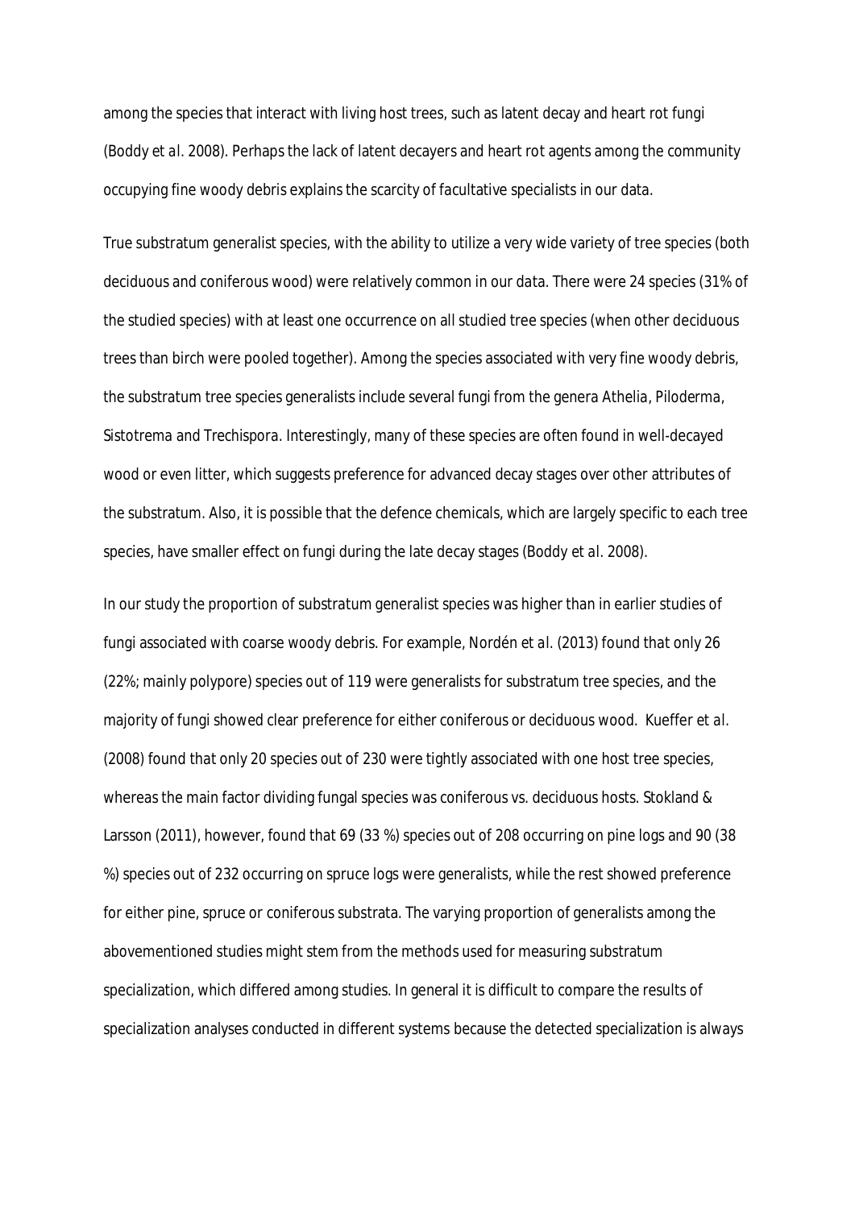among the species that interact with living host trees, such as latent decay and heart rot fungi (Boddy *et al.* 2008). Perhaps the lack of latent decayers and heart rot agents among the community occupying fine woody debris explains the scarcity of facultative specialists in our data.

True substratum generalist species, with the ability to utilize a very wide variety of tree species (both deciduous and coniferous wood) were relatively common in our data. There were 24 species (31% of the studied species) with at least one occurrence on all studied tree species (when other deciduous trees than birch were pooled together). Among the species associated with very fine woody debris, the substratum tree species generalists include several fungi from the genera *Athelia*, *Piloderma*, *Sistotrema* and *Trechispora*. Interestingly, many of these species are often found in well-decayed wood or even litter, which suggests preference for advanced decay stages over other attributes of the substratum. Also, it is possible that the defence chemicals, which are largely specific to each tree species, have smaller effect on fungi during the late decay stages (Boddy *et al.* 2008).

In our study the proportion of substratum generalist species was higher than in earlier studies of fungi associated with coarse woody debris. For example, Nordén *et al.* (2013) found that only 26 (22%; mainly polypore) species out of 119 were generalists for substratum tree species, and the majority of fungi showed clear preference for either coniferous or deciduous wood. Kueffer *et al.* (2008) found that only 20 species out of 230 were tightly associated with one host tree species, whereas the main factor dividing fungal species was coniferous vs. deciduous hosts. Stokland & Larsson (2011), however, found that 69 (33 %) species out of 208 occurring on pine logs and 90 (38 %) species out of 232 occurring on spruce logs were generalists, while the rest showed preference for either pine, spruce or coniferous substrata. The varying proportion of generalists among the abovementioned studies might stem from the methods used for measuring substratum specialization, which differed among studies. In general it is difficult to compare the results of specialization analyses conducted in different systems because the detected specialization is always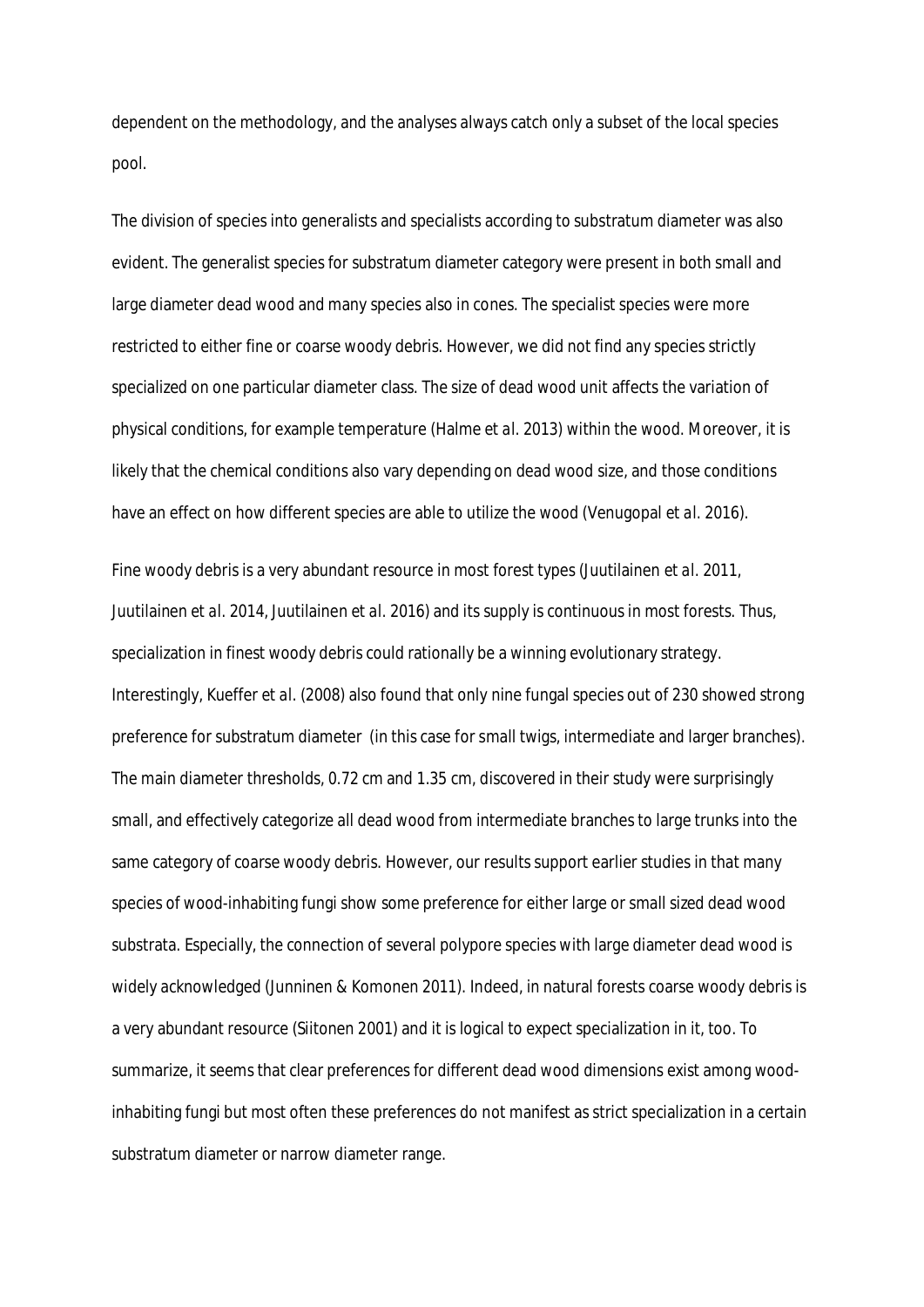dependent on the methodology, and the analyses always catch only a subset of the local species pool.

The division of species into generalists and specialists according to substratum diameter was also evident. The generalist species for substratum diameter category were present in both small and large diameter dead wood and many species also in cones. The specialist species were more restricted to either fine or coarse woody debris. However, we did not find any species strictly specialized on one particular diameter class. The size of dead wood unit affects the variation of physical conditions, for example temperature (Halme *et al.* 2013) within the wood. Moreover, it is likely that the chemical conditions also vary depending on dead wood size, and those conditions have an effect on how different species are able to utilize the wood (Venugopal *et al.* 2016).

Fine woody debris is a very abundant resource in most forest types (Juutilainen *et al.* 2011, Juutilainen *et al.* 2014, Juutilainen *et al.* 2016) and its supply is continuous in most forests. Thus, specialization in finest woody debris could rationally be a winning evolutionary strategy. Interestingly, Kueffer *et al.* (2008) also found that only nine fungal species out of 230 showed strong preference for substratum diameter (in this case for small twigs, intermediate and larger branches). The main diameter thresholds, 0.72 cm and 1.35 cm, discovered in their study were surprisingly small, and effectively categorize all dead wood from intermediate branches to large trunks into the same category of coarse woody debris. However, our results support earlier studies in that many species of wood-inhabiting fungi show some preference for either large or small sized dead wood substrata. Especially, the connection of several polypore species with large diameter dead wood is widely acknowledged (Junninen & Komonen 2011). Indeed, in natural forests coarse woody debris is a very abundant resource (Siitonen 2001) and it is logical to expect specialization in it, too. To summarize, it seems that clear preferences for different dead wood dimensions exist among wood-inhabiting fungi but most often these preferences do not manifest as strict specialization in a certain substratum diameter or narrow diameter range.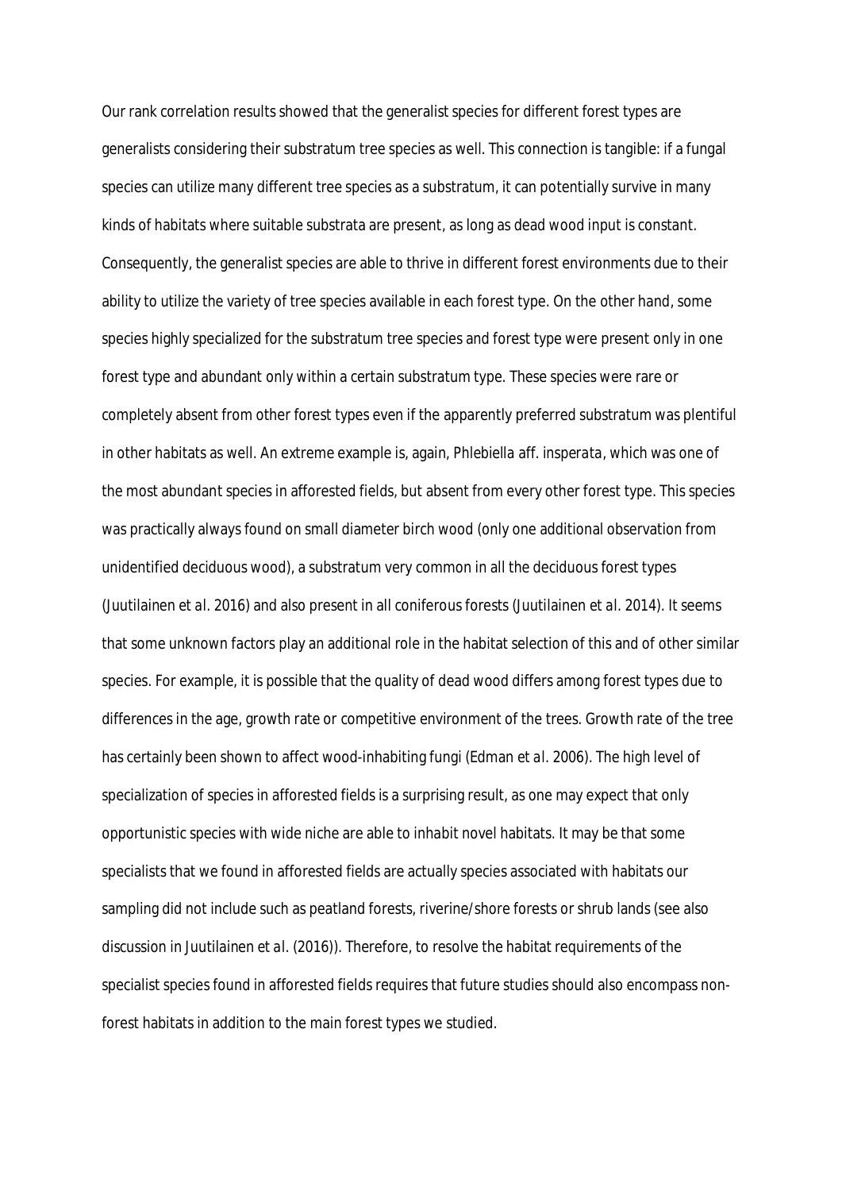Our rank correlation results showed that the generalist species for different forest types are generalists considering their substratum tree species as well. This connection is tangible: if a fungal species can utilize many different tree species as a substratum, it can potentially survive in many kinds of habitats where suitable substrata are present, as long as dead wood input is constant. Consequently, the generalist species are able to thrive in different forest environments due to their ability to utilize the variety of tree species available in each forest type. On the other hand, some species highly specialized for the substratum tree species and forest type were present only in one forest type and abundant only within a certain substratum type. These species were rare or completely absent from other forest types even if the apparently preferred substratum was plentiful in other habitats as well. An extreme example is, again, *Phlebiella* aff. *insperata*, which was one of the most abundant species in afforested fields, but absent from every other forest type. This species was practically always found on small diameter birch wood (only one additional observation from unidentified deciduous wood), a substratum very common in all the deciduous forest types (Juutilainen *et al.* 2016) and also present in all coniferous forests (Juutilainen *et al.* 2014). It seems that some unknown factors play an additional role in the habitat selection of this and of other similar species. For example, it is possible that the quality of dead wood differs among forest types due to differences in the age, growth rate or competitive environment of the trees. Growth rate of the tree has certainly been shown to affect wood-inhabiting fungi (Edman *et al.* 2006). The high level of specialization of species in afforested fields is a surprising result, as one may expect that only opportunistic species with wide niche are able to inhabit novel habitats. It may be that some specialists that we found in afforested fields are actually species associated with habitats our sampling did not include such as peatland forests, riverine/shore forests or shrub lands (see also discussion in Juutilainen *et al.* (2016)). Therefore, to resolve the habitat requirements of the specialist species found in afforested fields requires that future studies should also encompass non-forest habitats in addition to the main forest types we studied.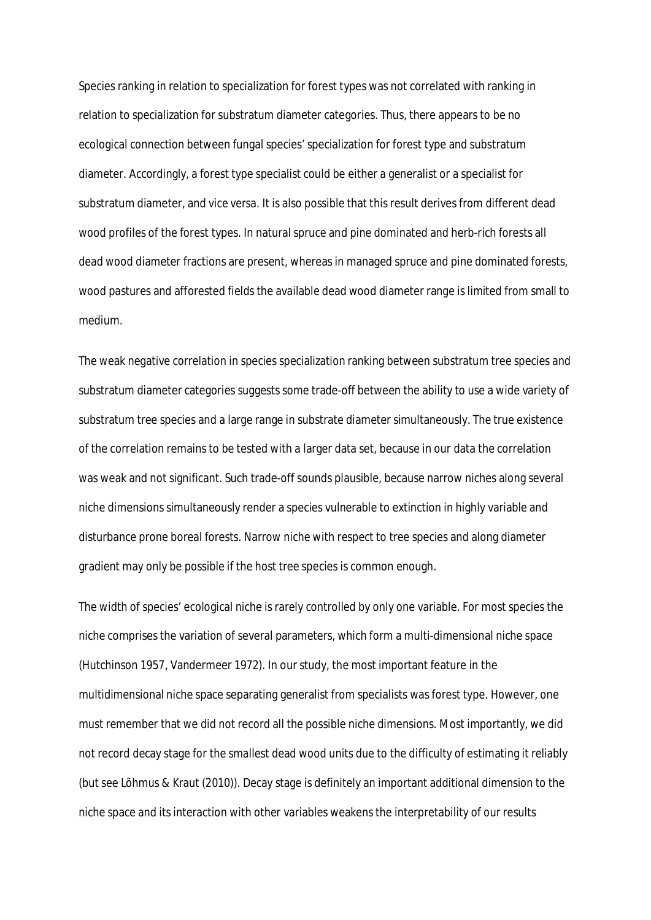Species ranking in relation to specialization for forest types was not correlated with ranking in relation to specialization for substratum diameter categories. Thus, there appears to be no ecological connection between fungal species' specialization for forest type and substratum diameter. Accordingly, a forest type specialist could be either a generalist or a specialist for substratum diameter, and vice versa. It is also possible that this result derives from different dead wood profiles of the forest types. In natural spruce and pine dominated and herb-rich forests all dead wood diameter fractions are present, whereas in managed spruce and pine dominated forests, wood pastures and afforested fields the available dead wood diameter range is limited from small to medium.

The weak negative correlation in species specialization ranking between substratum tree species and substratum diameter categories suggests some trade-off between the ability to use a wide variety of substratum tree species and a large range in substrate diameter simultaneously. The true existence of the correlation remains to be tested with a larger data set, because in our data the correlation was weak and not significant. Such trade-off sounds plausible, because narrow niches along several niche dimensions simultaneously render a species vulnerable to extinction in highly variable and disturbance prone boreal forests. Narrow niche with respect to tree species and along diameter gradient may only be possible if the host tree species is common enough.

The width of species' ecological niche is rarely controlled by only one variable. For most species the niche comprises the variation of several parameters, which form a multi-dimensional niche space (Hutchinson 1957, Vandermeer 1972). In our study, the most important feature in the multidimensional niche space separating generalist from specialists was forest type. However, one must remember that we did not record all the possible niche dimensions. Most importantly, we did not record decay stage for the smallest dead wood units due to the difficulty of estimating it reliably (but see Lõhmus & Kraut (2010)). Decay stage is definitely an important additional dimension to the niche space and its interaction with other variables weakens the interpretability of our results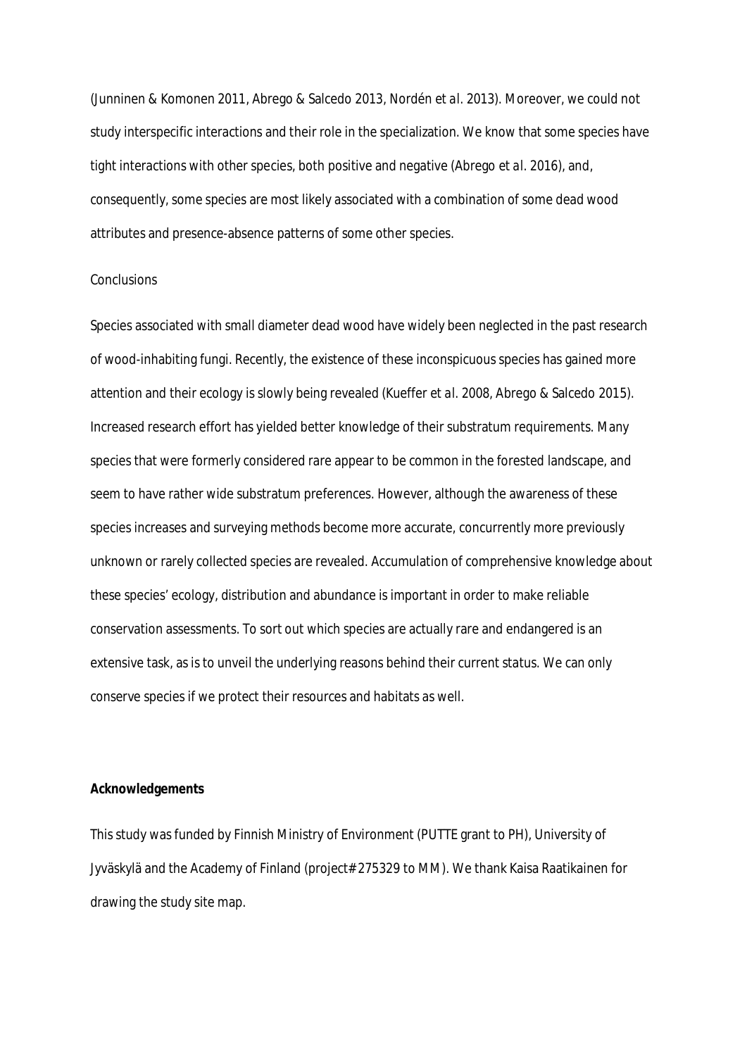(Junninen & Komonen 2011, Abrego & Salcedo 2013, Nordén *et al.* 2013). Moreover, we could not study interspecific interactions and their role in the specialization. We know that some species have tight interactions with other species, both positive and negative (Abrego *et al.* 2016), and, consequently, some species are most likely associated with a combination of some dead wood attributes and presence-absence patterns of some other species.

## Conclusions

Species associated with small diameter dead wood have widely been neglected in the past research of wood-inhabiting fungi. Recently, the existence of these inconspicuous species has gained more attention and their ecology is slowly being revealed (Kueffer *et al.* 2008, Abrego & Salcedo 2015). Increased research effort has yielded better knowledge of their substratum requirements. Many species that were formerly considered rare appear to be common in the forested landscape, and seem to have rather wide substratum preferences. However, although the awareness of these species increases and surveying methods become more accurate, concurrently more previously unknown or rarely collected species are revealed. Accumulation of comprehensive knowledge about these species' ecology, distribution and abundance is important in order to make reliable conservation assessments. To sort out which species are actually rare and endangered is an extensive task, as is to unveil the underlying reasons behind their current status. We can only conserve species if we protect their resources and habitats as well.

## Acknowledgements

This study was funded by Finnish Ministry of Environment (PUTTE grant to PH), University of Jyväskylä and the Academy of Finland (project# 275329 to MM). We thank Kaisa Raatikainen for drawing the study site map.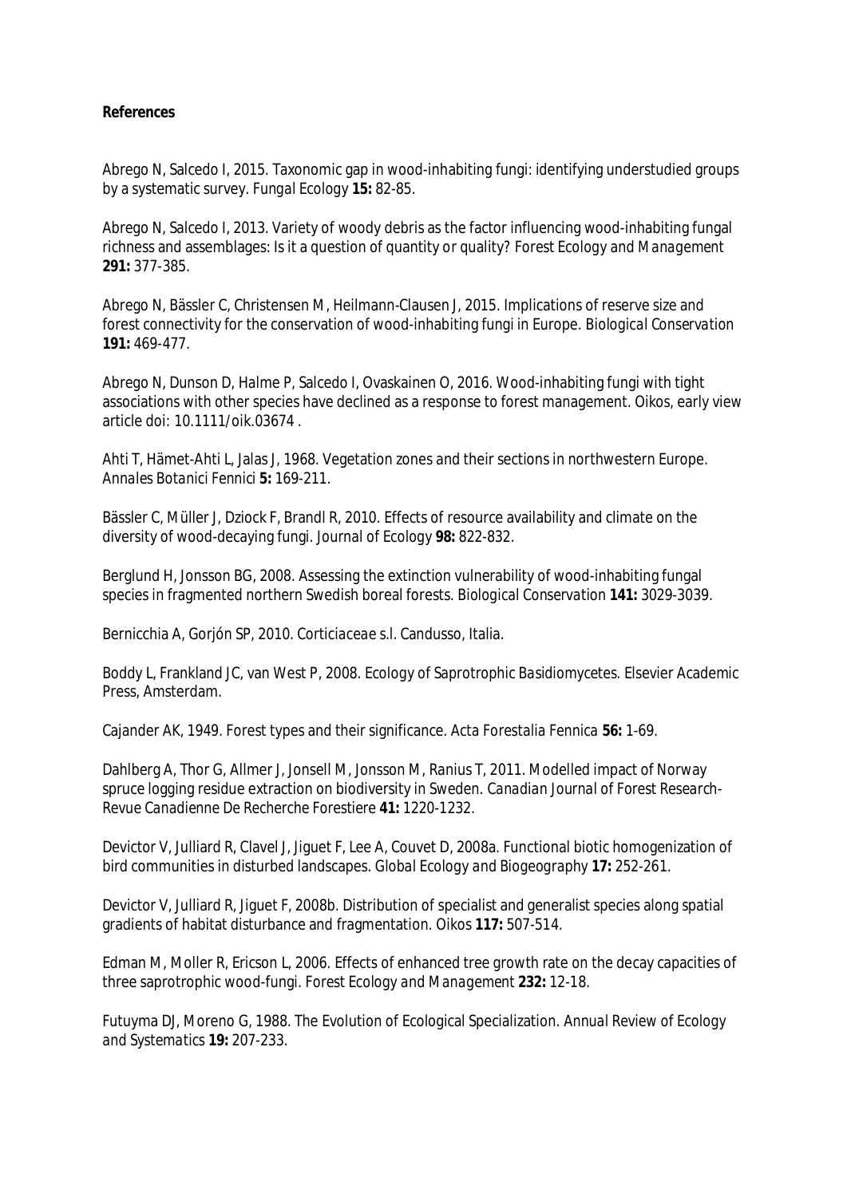**References**

Abrego N, Salcedo I, 2015. Taxonomic gap in wood-inhabiting fungi: identifying understudied groups by a systematic survey. *Fungal Ecology* **15:** 82-85.

Abrego N, Salcedo I, 2013. Variety of woody debris as the factor influencing wood-inhabiting fungal richness and assemblages: Is it a question of quantity or quality? *Forest Ecology and Management* **291:** 377-385.

Abrego N, Bässler C, Christensen M, Heilmann-Clausen J, 2015. Implications of reserve size and forest connectivity for the conservation of wood-inhabiting fungi in Europe. *Biological Conservation* **191:** 469-477.

Abrego N, Dunson D, Halme P, Salcedo I, Ovaskainen O, 2016. Wood-inhabiting fungi with tight associations with other species have declined as a response to forest management. Oikos, early view article doi: 10.1111/oik.03674 .

Ahti T, Hämet-Ahti L, Jalas J, 1968. Vegetation zones and their sections in northwestern Europe. *Annales Botanici Fennici* **5:** 169-211.

Bässler C, Müller J, Dziock F, Brandl R, 2010. Effects of resource availability and climate on the diversity of wood-decaying fungi. *Journal of Ecology* **98:** 822-832.

Berglund H, Jonsson BG, 2008. Assessing the extinction vulnerability of wood-inhabiting fungal species in fragmented northern Swedish boreal forests. *Biological Conservation* **141:** 3029-3039.

Bernicchia A, Gorjón SP, 2010. *Corticiaceae s.l.* Candusso, Italia.

Boddy L, Frankland JC, van West P, 2008. *Ecology of Saprotrophic Basidiomycetes.* Elsevier Academic Press, Amsterdam.

Cajander AK, 1949. Forest types and their significance. *Acta Forestalia Fennica* **56:** 1-69.

Dahlberg A, Thor G, Allmer J, Jonsell M, Jonsson M, Ranius T, 2011. Modelled impact of Norway spruce logging residue extraction on biodiversity in Sweden. *Canadian Journal of Forest Research-Revue Canadienne De Recherche Forestiere* **41:** 1220-1232.

Devictor V, Julliard R, Clavel J, Jiguet F, Lee A, Couvet D, 2008a. Functional biotic homogenization of bird communities in disturbed landscapes. *Global Ecology and Biogeography* **17:** 252-261.

Devictor V, Julliard R, Jiguet F, 2008b. Distribution of specialist and generalist species along spatial gradients of habitat disturbance and fragmentation. *Oikos* **117:** 507-514.

Edman M, Moller R, Ericson L, 2006. Effects of enhanced tree growth rate on the decay capacities of three saprotrophic wood-fungi. *Forest Ecology and Management* **232:** 12-18.

Futuyma DJ, Moreno G, 1988. The Evolution of Ecological Specialization. *Annual Review of Ecology and Systematics* **19:** 207-233.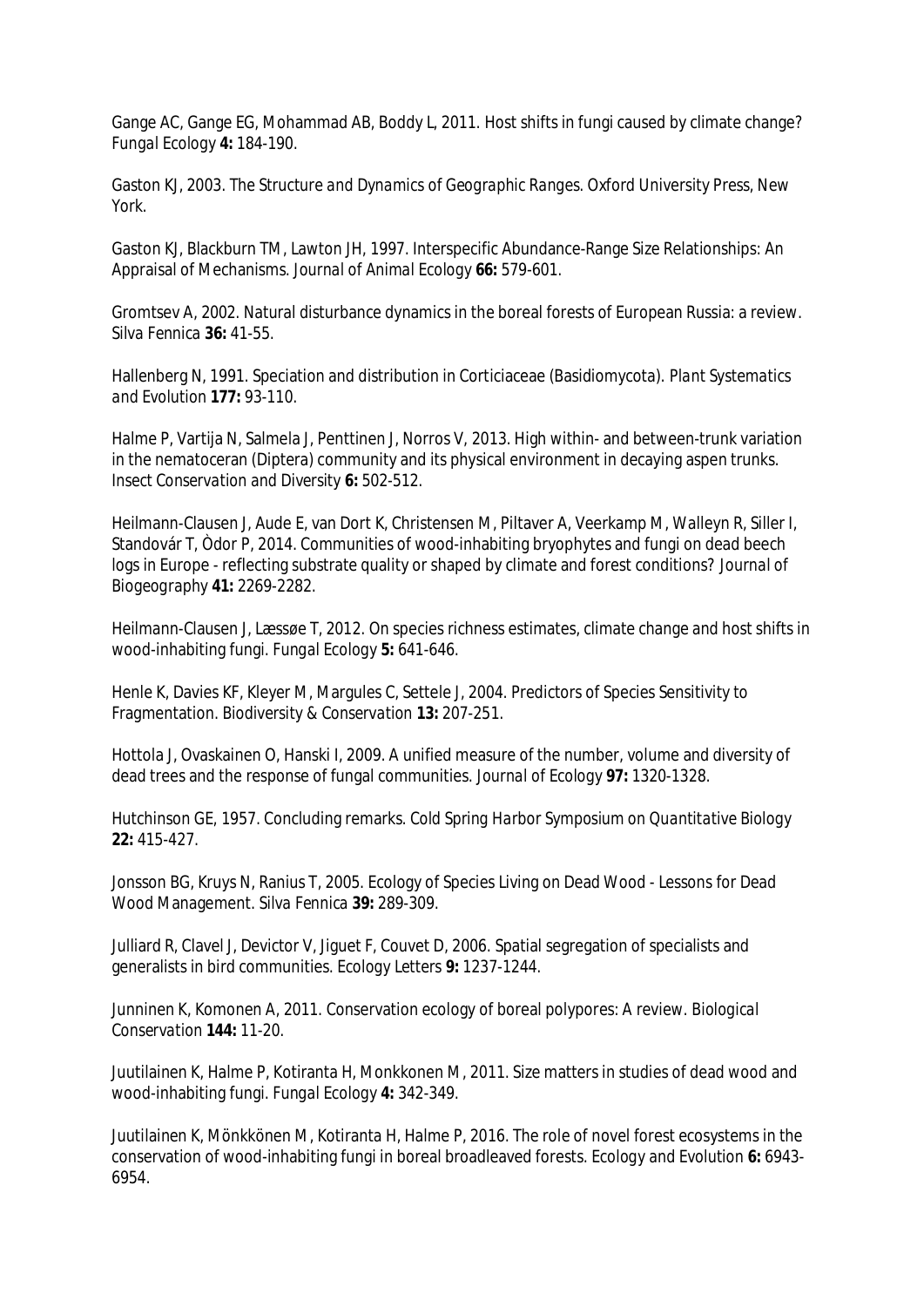Gange AC, Gange EG, Mohammad AB, Boddy L, 2011. Host shifts in fungi caused by climate change? *Fungal Ecology* **4:** 184-190.

Gaston KJ, 2003. *The Structure and Dynamics of Geographic Ranges.* Oxford University Press, New York.

Gaston KJ, Blackburn TM, Lawton JH, 1997. Interspecific Abundance-Range Size Relationships: An Appraisal of Mechanisms. *Journal of Animal Ecology* **66:** 579-601.

Gromtsev A, 2002. Natural disturbance dynamics in the boreal forests of European Russia: a review. *Silva Fennica* **36:** 41-55.

Hallenberg N, 1991. Speciation and distribution in Corticiaceae (Basidiomycota). *Plant Systematics and Evolution* **177:** 93-110.

Halme P, Vartija N, Salmela J, Penttinen J, Norros V, 2013. High within- and between-trunk variation in the nematoceran (Diptera) community and its physical environment in decaying aspen trunks. *Insect Conservation and Diversity* **6:** 502-512.

Heilmann-Clausen J, Aude E, van Dort K, Christensen M, Piltaver A, Veerkamp M, Walleyn R, Siller I, Standovár T, Òdor P, 2014. Communities of wood-inhabiting bryophytes and fungi on dead beech logs in Europe - reflecting substrate quality or shaped by climate and forest conditions? *Journal of Biogeography* **41:** 2269-2282.

Heilmann-Clausen J, Læssøe T, 2012. On species richness estimates, climate change and host shifts in wood-inhabiting fungi. *Fungal Ecology* **5:** 641-646.

Henle K, Davies KF, Kleyer M, Margules C, Settele J, 2004. Predictors of Species Sensitivity to Fragmentation. *Biodiversity & Conservation* **13:** 207-251.

Hottola J, Ovaskainen O, Hanski I, 2009. A unified measure of the number, volume and diversity of dead trees and the response of fungal communities. *Journal of Ecology* **97:** 1320-1328.

Hutchinson GE, 1957. Concluding remarks. *Cold Spring Harbor Symposium on Quantitative Biology* **22:** 415-427.

Jonsson BG, Kruys N, Ranius T, 2005. Ecology of Species Living on Dead Wood - Lessons for Dead Wood Management. *Silva Fennica* **39:** 289-309.

Julliard R, Clavel J, Devictor V, Jiguet F, Couvet D, 2006. Spatial segregation of specialists and generalists in bird communities. *Ecology Letters* **9:** 1237-1244.

Junninen K, Komonen A, 2011. Conservation ecology of boreal polypores: A review. *Biological Conservation* **144:** 11-20.

Juutilainen K, Halme P, Kotiranta H, Monkkonen M, 2011. Size matters in studies of dead wood and wood-inhabiting fungi. *Fungal Ecology* **4:** 342-349.

Juutilainen K, Mönkkönen M, Kotiranta H, Halme P, 2016. The role of novel forest ecosystems in the conservation of wood-inhabiting fungi in boreal broadleaved forests. *Ecology and Evolution* **6:** 6943-6954.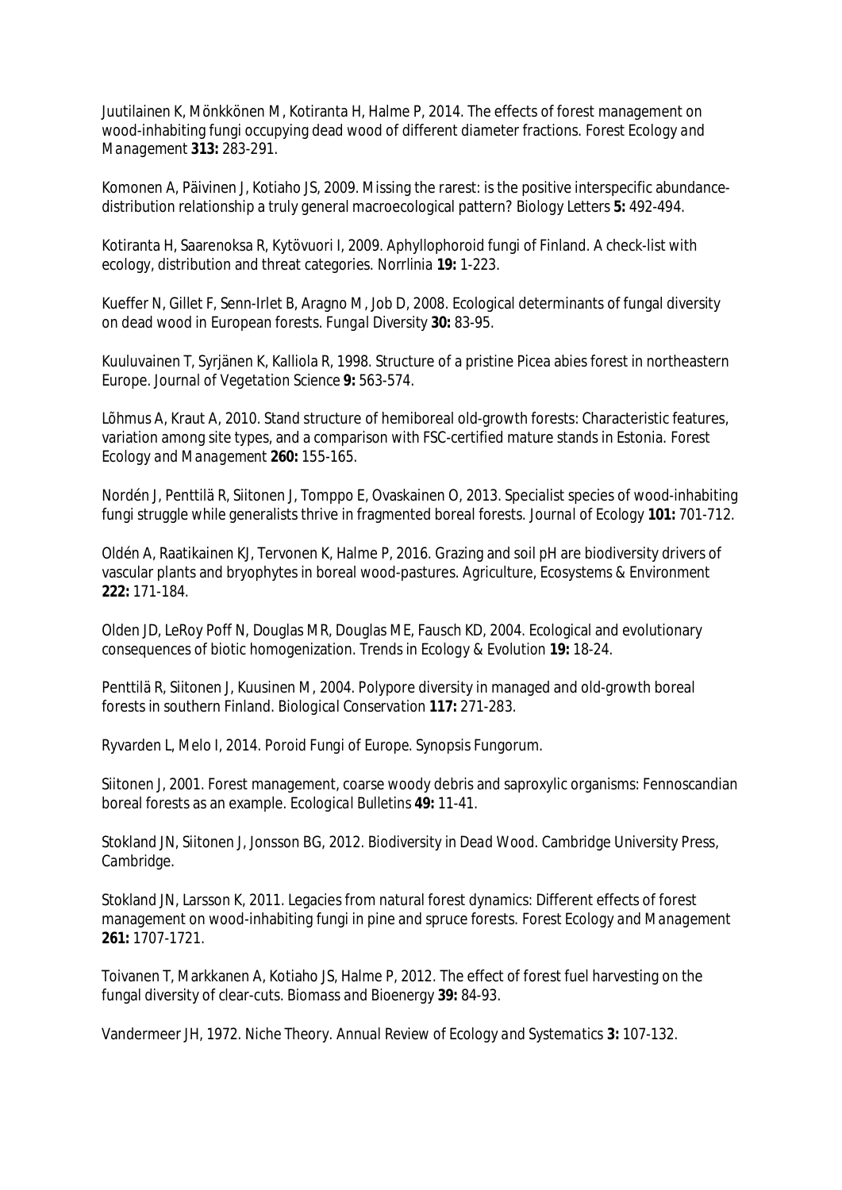Juutilainen K, Mönkkönen M, Kotiranta H, Halme P, 2014. The effects of forest management on wood-inhabiting fungi occupying dead wood of different diameter fractions. *Forest Ecology and Management* **313:** 283-291.

Komonen A, Päivinen J, Kotiaho JS, 2009. Missing the rarest: is the positive interspecific abundance-distribution relationship a truly general macroecological pattern? *Biology Letters* **5:** 492-494.

Kotiranta H, Saarenoksa R, Kytövuori I, 2009. Aphyllophoroid fungi of Finland. A check-list with ecology, distribution and threat categories. *Norrlinia* **19:** 1-223.

Kueffer N, Gillet F, Senn-Irlet B, Aragno M, Job D, 2008. Ecological determinants of fungal diversity on dead wood in European forests. *Fungal Diversity* **30:** 83-95.

Kuuluvainen T, Syrjänen K, Kalliola R, 1998. Structure of a pristine Picea abies forest in northeastern Europe. *Journal of Vegetation Science* **9:** 563-574.

Lõhmus A, Kraut A, 2010. Stand structure of hemiboreal old-growth forests: Characteristic features, variation among site types, and a comparison with FSC-certified mature stands in Estonia. *Forest Ecology and Management* **260:** 155-165.

Nordén J, Penttilä R, Siitonen J, Tomppo E, Ovaskainen O, 2013. Specialist species of wood-inhabiting fungi struggle while generalists thrive in fragmented boreal forests. *Journal of Ecology* **101:** 701-712.

Oldén A, Raatikainen KJ, Tervonen K, Halme P, 2016. Grazing and soil pH are biodiversity drivers of vascular plants and bryophytes in boreal wood-pastures. *Agriculture, Ecosystems & Environment* **222:** 171-184.

Olden JD, LeRoy Poff N, Douglas MR, Douglas ME, Fausch KD, 2004. Ecological and evolutionary consequences of biotic homogenization. *Trends in Ecology & Evolution* **19:** 18-24.

Penttilä R, Siitonen J, Kuusinen M, 2004. Polypore diversity in managed and old-growth boreal forests in southern Finland. *Biological Conservation* **117:** 271-283.

Ryvarden L, Melo I, 2014. Poroid Fungi of Europe. *Synopsis Fungorum.*

Siitonen J, 2001. Forest management, coarse woody debris and saproxylic organisms: Fennoscandian boreal forests as an example. *Ecological Bulletins* **49:** 11-41.

Stokland JN, Siitonen J, Jonsson BG, 2012. *Biodiversity in Dead Wood.* Cambridge University Press, Cambridge.

Stokland JN, Larsson K, 2011. Legacies from natural forest dynamics: Different effects of forest management on wood-inhabiting fungi in pine and spruce forests. *Forest Ecology and Management* **261:** 1707-1721.

Toivanen T, Markkanen A, Kotiaho JS, Halme P, 2012. The effect of forest fuel harvesting on the fungal diversity of clear-cuts. *Biomass and Bioenergy* **39:** 84-93.

Vandermeer JH, 1972. Niche Theory. *Annual Review of Ecology and Systematics* **3:** 107-132.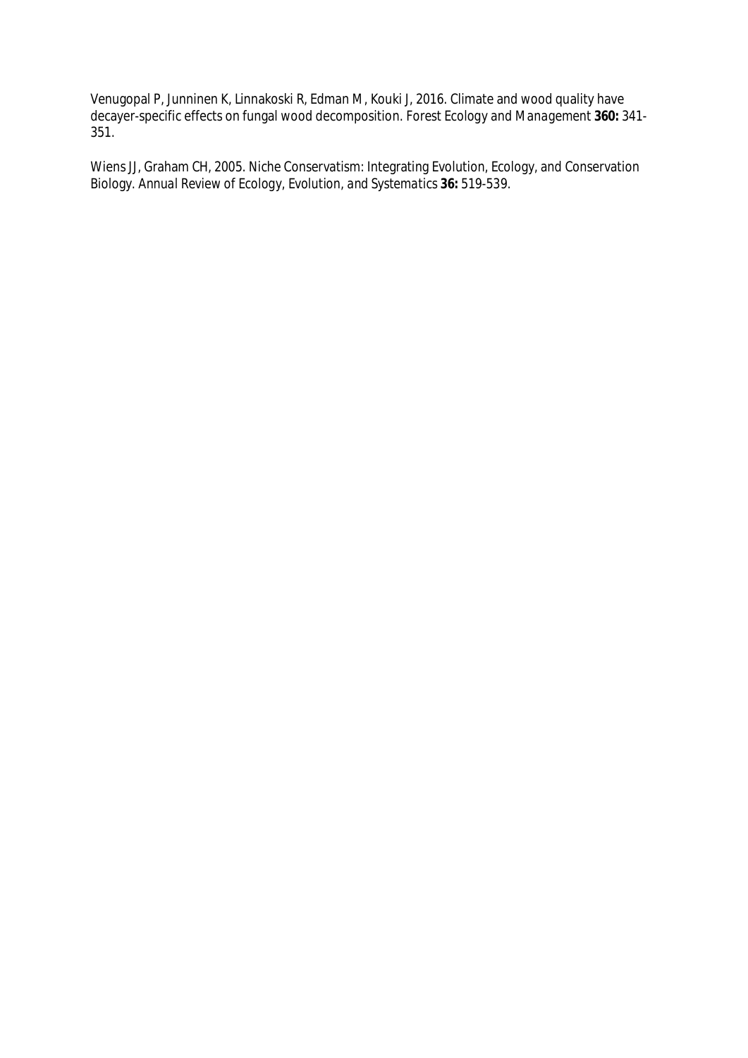Venugopal P, Junninen K, Linnakoski R, Edman M, Kouki J, 2016. Climate and wood quality have decayer-specific effects on fungal wood decomposition. *Forest Ecology and Management* **360:** 341-351.

Wiens JJ, Graham CH, 2005. Niche Conservatism: Integrating Evolution, Ecology, and Conservation Biology. *Annual Review of Ecology, Evolution, and Systematics* **36:** 519-539.